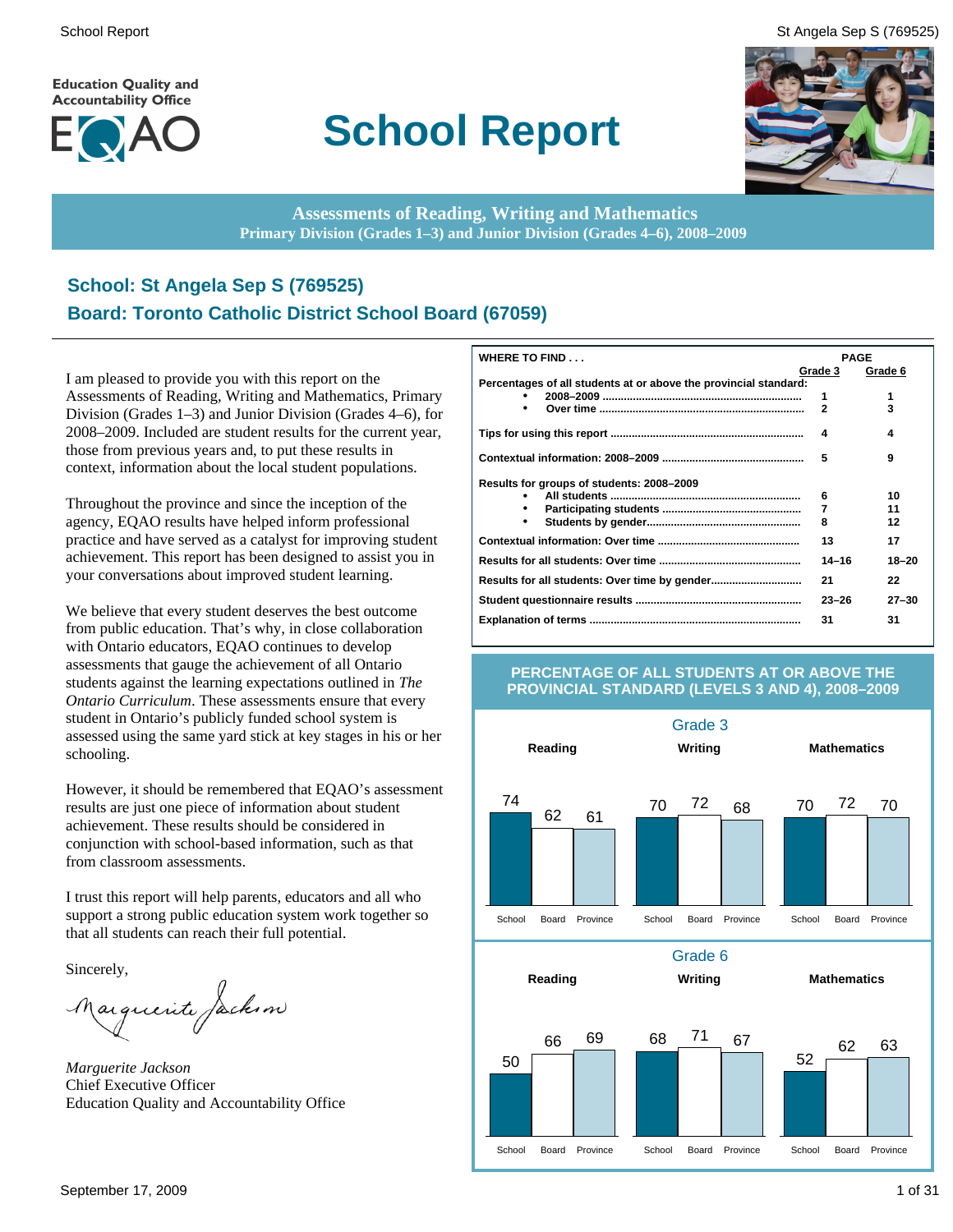Education Quality and Accountability Office

EQAO

# School Report

**Assessments of Reading, Writing and Mathematics**
**Primary Division (Grades 1–3) and Junior Division (Grades 4–6), 2008–2009**

## School: St Angela Sep S (769525)
## Board: Toronto Catholic District School Board (67059)

I am pleased to provide you with this report on the Assessments of Reading, Writing and Mathematics, Primary Division (Grades 1–3) and Junior Division (Grades 4–6), for 2008–2009. Included are student results for the current year, those from previous years and, to put these results in context, information about the local student populations.

Throughout the province and since the inception of the agency, EQAO results have helped inform professional practice and have served as a catalyst for improving student achievement. This report has been designed to assist you in your conversations about improved student learning.

We believe that every student deserves the best outcome from public education. That's why, in close collaboration with Ontario educators, EQAO continues to develop assessments that gauge the achievement of all Ontario students against the learning expectations outlined in *The Ontario Curriculum*. These assessments ensure that every student in Ontario's publicly funded school system is assessed using the same yard stick at key stages in his or her schooling.

However, it should be remembered that EQAO's assessment results are just one piece of information about student achievement. These results should be considered in conjunction with school-based information, such as that from classroom assessments.

I trust this report will help parents, educators and all who support a strong public education system work together so that all students can reach their full potential.

Sincerely,

*Marguerite Jackson*
Chief Executive Officer
Education Quality and Accountability Office

| WHERE TO FIND . . . | PAGE Grade 3 | PAGE Grade 6 |
|---|---|---|
| Percentages of all students at or above the provincial standard: | | |
| • 2008–2009 | 1 | 1 |
| • Over time | 2 | 3 |
| Tips for using this report | 4 | 4 |
| Contextual information: 2008–2009 | 5 | 9 |
| Results for groups of students: 2008–2009 | | |
| • All students | 6 | 10 |
| • Participating students | 7 | 11 |
| • Students by gender | 8 | 12 |
| Contextual information: Over time | 13 | 17 |
| Results for all students: Over time | 14–16 | 18–20 |
| Results for all students: Over time by gender | 21 | 22 |
| Student questionnaire results | 23–26 | 27–30 |
| Explanation of terms | 31 | 31 |

### PERCENTAGE OF ALL STUDENTS AT OR ABOVE THE PROVINCIAL STANDARD (LEVELS 3 AND 4), 2008–2009

**Grade 3**

| | School | Board | Province |
|---|---|---|---|
| Reading | 74 | 62 | 61 |
| Writing | 70 | 72 | 68 |
| Mathematics | 70 | 72 | 70 |

**Grade 6**

| | School | Board | Province |
|---|---|---|---|
| Reading | 50 | 66 | 69 |
| Writing | 68 | 71 | 67 |
| Mathematics | 52 | 62 | 63 |

September 17, 2009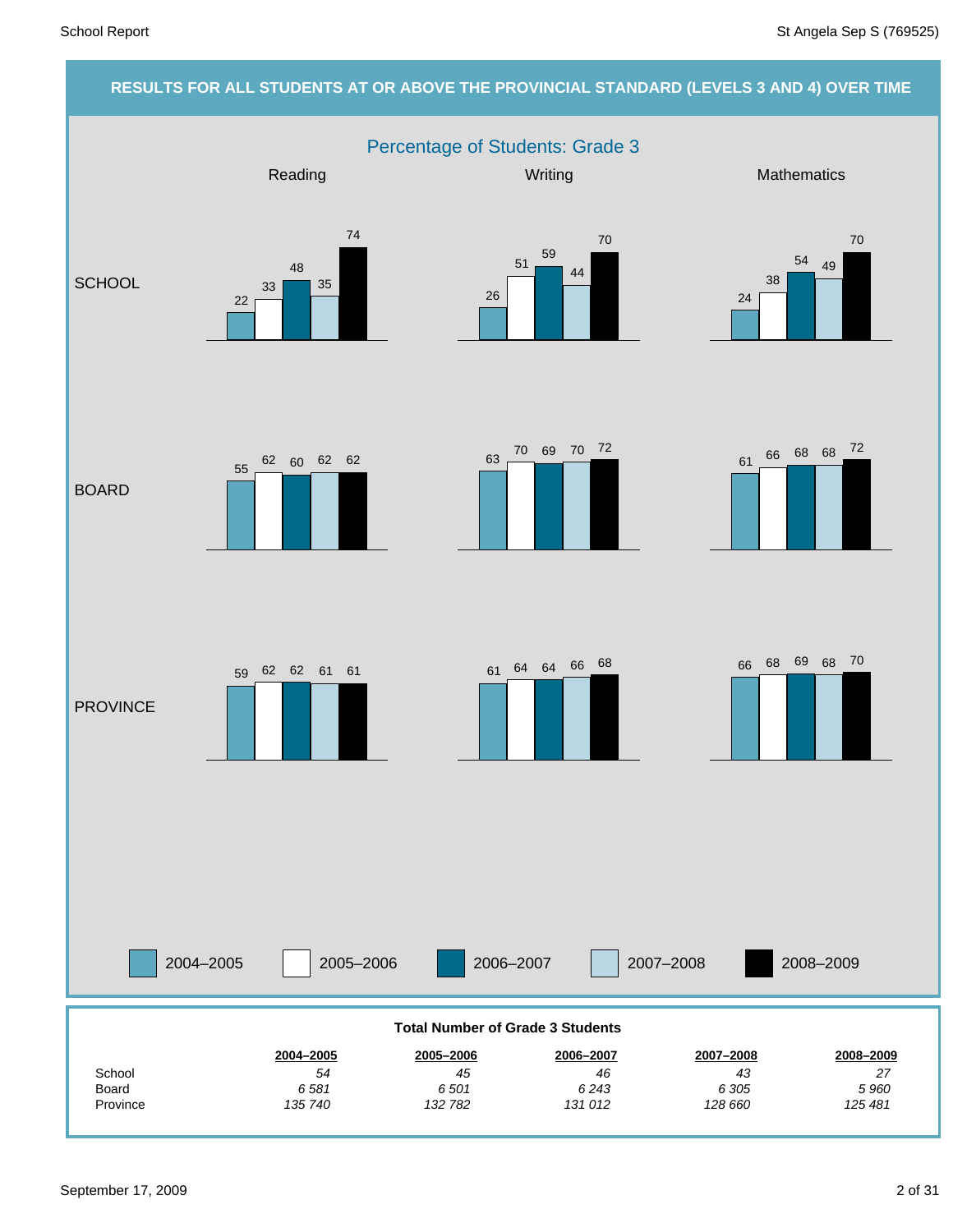## RESULTS FOR ALL STUDENTS AT OR ABOVE THE PROVINCIAL STANDARD (LEVELS 3 AND 4) OVER TIME

### Percentage of Students: Grade 3

| | Reading | | | | | Writing | | | | | Mathematics | | | | |
|---|---|---|---|---|---|---|---|---|---|---|---|---|---|---|---|
| | 2004–2005 | 2005–2006 | 2006–2007 | 2007–2008 | 2008–2009 | 2004–2005 | 2005–2006 | 2006–2007 | 2007–2008 | 2008–2009 | 2004–2005 | 2005–2006 | 2006–2007 | 2007–2008 | 2008–2009 |
| SCHOOL | 22 | 33 | 48 | 35 | 74 | 26 | 51 | 59 | 44 | 70 | 24 | 38 | 54 | 49 | 70 |
| BOARD | 55 | 62 | 60 | 62 | 62 | 63 | 70 | 69 | 70 | 72 | 61 | 66 | 68 | 68 | 72 |
| PROVINCE | 59 | 62 | 62 | 61 | 61 | 61 | 64 | 64 | 66 | 68 | 66 | 68 | 69 | 68 | 70 |

**Total Number of Grade 3 Students**

| | 2004–2005 | 2005–2006 | 2006–2007 | 2007–2008 | 2008–2009 |
|---|---|---|---|---|---|
| School | *54* | *45* | *46* | *43* | *27* |
| Board | *6 581* | *6 501* | *6 243* | *6 305* | *5 960* |
| Province | *135 740* | *132 782* | *131 012* | *128 660* | *125 481* |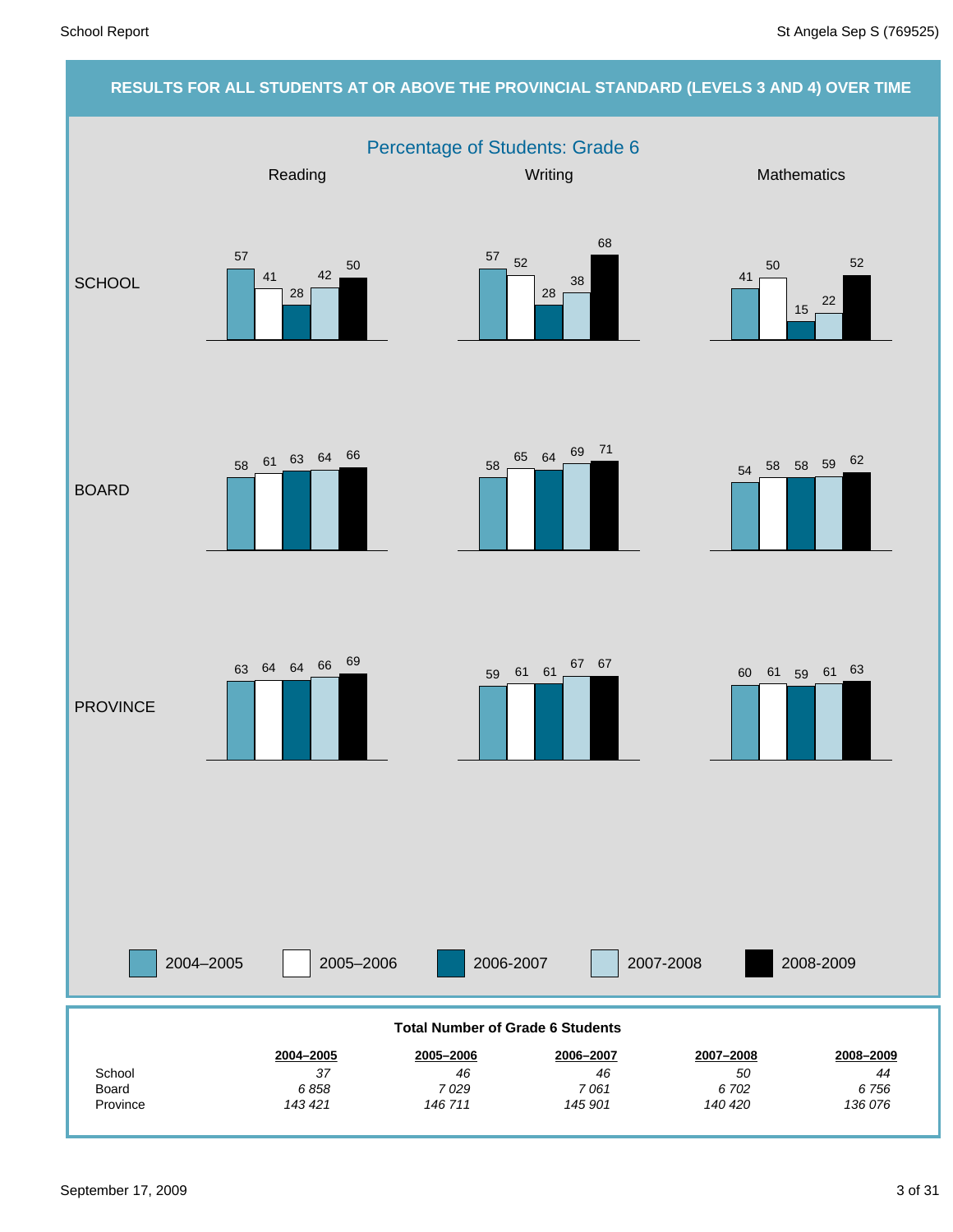## RESULTS FOR ALL STUDENTS AT OR ABOVE THE PROVINCIAL STANDARD (LEVELS 3 AND 4) OVER TIME

### Percentage of Students: Grade 6

| | Reading | | | | | Writing | | | | | Mathematics | | | | |
|---|---|---|---|---|---|---|---|---|---|---|---|---|---|---|---|
| | 2004–2005 | 2005–2006 | 2006-2007 | 2007-2008 | 2008-2009 | 2004–2005 | 2005–2006 | 2006-2007 | 2007-2008 | 2008-2009 | 2004–2005 | 2005–2006 | 2006-2007 | 2007-2008 | 2008-2009 |
| SCHOOL | 57 | 41 | 28 | 42 | 50 | 57 | 52 | 28 | 38 | 68 | 41 | 50 | 15 | 22 | 52 |
| BOARD | 58 | 61 | 63 | 64 | 66 | 58 | 65 | 64 | 69 | 71 | 54 | 58 | 58 | 59 | 62 |
| PROVINCE | 63 | 64 | 64 | 66 | 69 | 59 | 61 | 61 | 67 | 67 | 60 | 61 | 59 | 61 | 63 |

**Total Number of Grade 6 Students**

| | 2004–2005 | 2005–2006 | 2006–2007 | 2007–2008 | 2008–2009 |
|---|---|---|---|---|---|
| School | *37* | *46* | *46* | *50* | *44* |
| Board | *6 858* | *7 029* | *7 061* | *6 702* | *6 756* |
| Province | *143 421* | *146 711* | *145 901* | *140 420* | *136 076* |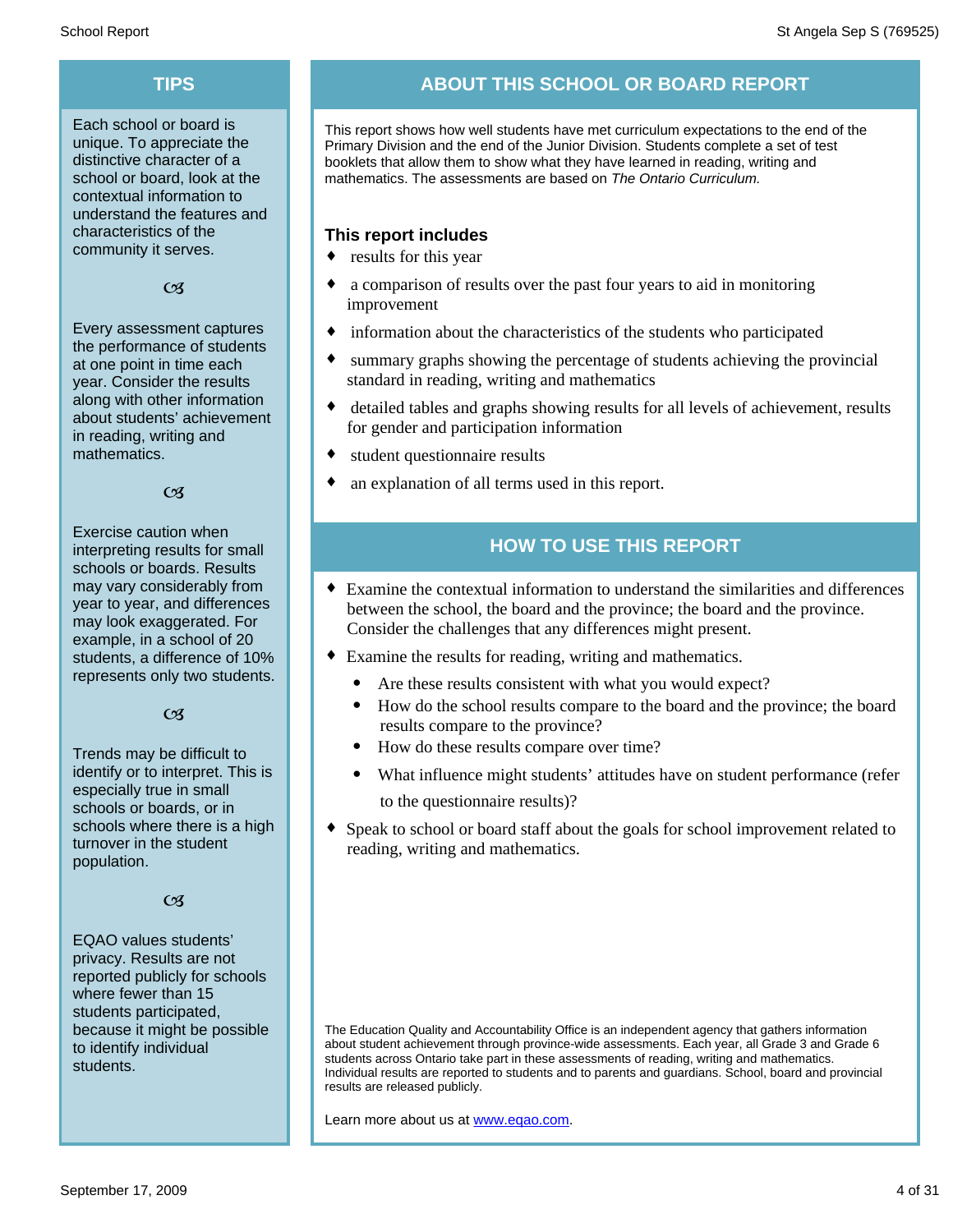## TIPS

Each school or board is unique. To appreciate the distinctive character of a school or board, look at the contextual information to understand the features and characteristics of the community it serves.

☙

Every assessment captures the performance of students at one point in time each year. Consider the results along with other information about students' achievement in reading, writing and mathematics.

☙

Exercise caution when interpreting results for small schools or boards. Results may vary considerably from year to year, and differences may look exaggerated. For example, in a school of 20 students, a difference of 10% represents only two students.

☙

Trends may be difficult to identify or to interpret. This is especially true in small schools or boards, or in schools where there is a high turnover in the student population.

☙

EQAO values students' privacy. Results are not reported publicly for schools where fewer than 15 students participated, because it might be possible to identify individual students.

## ABOUT THIS SCHOOL OR BOARD REPORT

This report shows how well students have met curriculum expectations to the end of the Primary Division and the end of the Junior Division. Students complete a set of test booklets that allow them to show what they have learned in reading, writing and mathematics. The assessments are based on *The Ontario Curriculum.*

### This report includes

- results for this year
- a comparison of results over the past four years to aid in monitoring improvement
- information about the characteristics of the students who participated
- summary graphs showing the percentage of students achieving the provincial standard in reading, writing and mathematics
- detailed tables and graphs showing results for all levels of achievement, results for gender and participation information
- student questionnaire results
- an explanation of all terms used in this report.

## HOW TO USE THIS REPORT

- Examine the contextual information to understand the similarities and differences between the school, the board and the province; the board and the province. Consider the challenges that any differences might present.
- Examine the results for reading, writing and mathematics.
  - Are these results consistent with what you would expect?
  - How do the school results compare to the board and the province; the board results compare to the province?
  - How do these results compare over time?
  - What influence might students' attitudes have on student performance (refer to the questionnaire results)?
- Speak to school or board staff about the goals for school improvement related to reading, writing and mathematics.

The Education Quality and Accountability Office is an independent agency that gathers information about student achievement through province-wide assessments. Each year, all Grade 3 and Grade 6 students across Ontario take part in these assessments of reading, writing and mathematics. Individual results are reported to students and to parents and guardians. School, board and provincial results are released publicly.

Learn more about us at [www.eqao.com](http://www.eqao.com).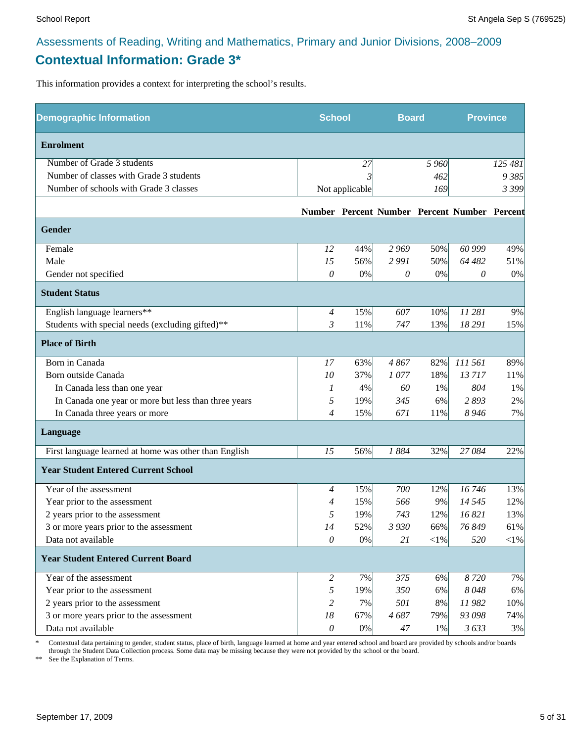Assessments of Reading, Writing and Mathematics, Primary and Junior Divisions, 2008–2009

## Contextual Information: Grade 3*

This information provides a context for interpreting the school's results.

| Demographic Information | School | | Board | | Province | |
|---|---|---|---|---|---|---|
| **Enrolment** | | | | | | |
| Number of Grade 3 students | 27 | | 5 960 | | 125 481 | |
| Number of classes with Grade 3 students | 3 | | 462 | | 9 385 | |
| Number of schools with Grade 3 classes | Not applicable | | 169 | | 3 399 | |
| | **Number** | **Percent** | **Number** | **Percent** | **Number** | **Percent** |
| **Gender** | | | | | | |
| Female | 12 | 44% | 2 969 | 50% | 60 999 | 49% |
| Male | 15 | 56% | 2 991 | 50% | 64 482 | 51% |
| Gender not specified | 0 | 0% | 0 | 0% | 0 | 0% |
| **Student Status** | | | | | | |
| English language learners** | 4 | 15% | 607 | 10% | 11 281 | 9% |
| Students with special needs (excluding gifted)** | 3 | 11% | 747 | 13% | 18 291 | 15% |
| **Place of Birth** | | | | | | |
| Born in Canada | 17 | 63% | 4 867 | 82% | 111 561 | 89% |
| Born outside Canada | 10 | 37% | 1 077 | 18% | 13 717 | 11% |
| In Canada less than one year | 1 | 4% | 60 | 1% | 804 | 1% |
| In Canada one year or more but less than three years | 5 | 19% | 345 | 6% | 2 893 | 2% |
| In Canada three years or more | 4 | 15% | 671 | 11% | 8 946 | 7% |
| **Language** | | | | | | |
| First language learned at home was other than English | 15 | 56% | 1 884 | 32% | 27 084 | 22% |
| **Year Student Entered Current School** | | | | | | |
| Year of the assessment | 4 | 15% | 700 | 12% | 16 746 | 13% |
| Year prior to the assessment | 4 | 15% | 566 | 9% | 14 545 | 12% |
| 2 years prior to the assessment | 5 | 19% | 743 | 12% | 16 821 | 13% |
| 3 or more years prior to the assessment | 14 | 52% | 3 930 | 66% | 76 849 | 61% |
| Data not available | 0 | 0% | 21 | <1% | 520 | <1% |
| **Year Student Entered Current Board** | | | | | | |
| Year of the assessment | 2 | 7% | 375 | 6% | 8 720 | 7% |
| Year prior to the assessment | 5 | 19% | 350 | 6% | 8 048 | 6% |
| 2 years prior to the assessment | 2 | 7% | 501 | 8% | 11 982 | 10% |
| 3 or more years prior to the assessment | 18 | 67% | 4 687 | 79% | 93 098 | 74% |
| Data not available | 0 | 0% | 47 | 1% | 3 633 | 3% |

\* Contextual data pertaining to gender, student status, place of birth, language learned at home and year entered school and board are provided by schools and/or boards through the Student Data Collection process. Some data may be missing because they were not provided by the school or the board.

** See the Explanation of Terms.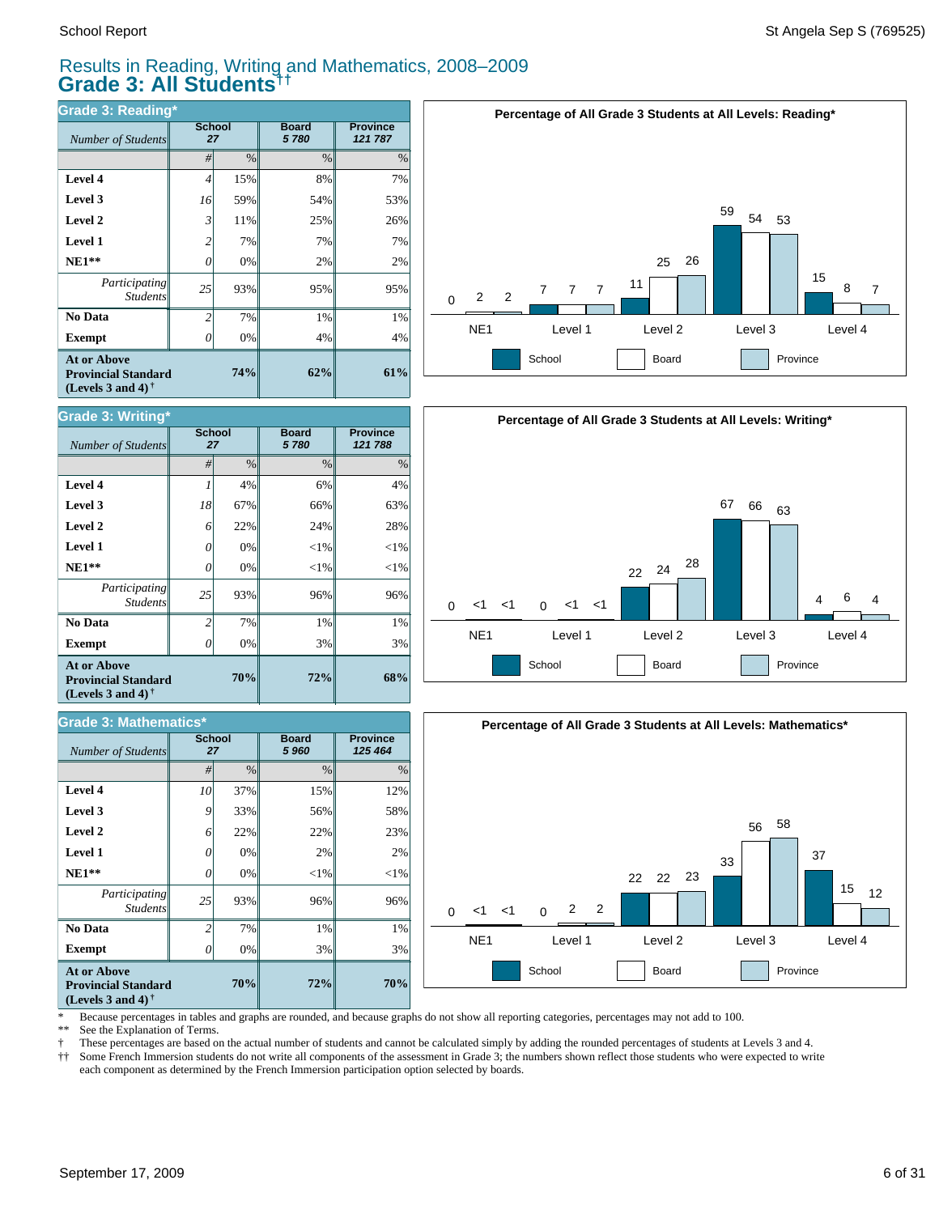# Results in Reading, Writing and Mathematics, 2008–2009
## Grade 3: All Students††

### Grade 3: Reading*

| *Number of Students* | School 27 | | Board 5 780 | Province 121 787 |
|---|---|---|---|---|
| | # | % | % | % |
| **Level 4** | 4 | 15% | 8% | 7% |
| **Level 3** | 16 | 59% | 54% | 53% |
| **Level 2** | 3 | 11% | 25% | 26% |
| **Level 1** | 2 | 7% | 7% | 7% |
| **NE1**** | 0 | 0% | 2% | 2% |
| *Participating Students* | 25 | 93% | 95% | 95% |
| **No Data** | 2 | 7% | 1% | 1% |
| **Exempt** | 0 | 0% | 4% | 4% |
| **At or Above Provincial Standard (Levels 3 and 4)†** | | **74%** | **62%** | **61%** |

**Percentage of All Grade 3 Students at All Levels: Reading***

| | NE1 | Level 1 | Level 2 | Level 3 | Level 4 |
|---|---|---|---|---|---|
| School | 0 | 7 | 11 | 59 | 15 |
| Board | 2 | 7 | 25 | 54 | 8 |
| Province | 2 | 7 | 26 | 53 | 7 |

### Grade 3: Writing*

| *Number of Students* | School 27 | | Board 5 780 | Province 121 788 |
|---|---|---|---|---|
| | # | % | % | % |
| **Level 4** | 1 | 4% | 6% | 4% |
| **Level 3** | 18 | 67% | 66% | 63% |
| **Level 2** | 6 | 22% | 24% | 28% |
| **Level 1** | 0 | 0% | <1% | <1% |
| **NE1**** | 0 | 0% | <1% | <1% |
| *Participating Students* | 25 | 93% | 96% | 96% |
| **No Data** | 2 | 7% | 1% | 1% |
| **Exempt** | 0 | 0% | 3% | 3% |
| **At or Above Provincial Standard (Levels 3 and 4)†** | | **70%** | **72%** | **68%** |

**Percentage of All Grade 3 Students at All Levels: Writing***

| | NE1 | Level 1 | Level 2 | Level 3 | Level 4 |
|---|---|---|---|---|---|
| School | 0 | 0 | 22 | 67 | 4 |
| Board | <1 | <1 | 24 | 66 | 6 |
| Province | <1 | <1 | 28 | 63 | 4 |

### Grade 3: Mathematics*

| *Number of Students* | School 27 | | Board 5 960 | Province 125 464 |
|---|---|---|---|---|
| | # | % | % | % |
| **Level 4** | 10 | 37% | 15% | 12% |
| **Level 3** | 9 | 33% | 56% | 58% |
| **Level 2** | 6 | 22% | 22% | 23% |
| **Level 1** | 0 | 0% | 2% | 2% |
| **NE1**** | 0 | 0% | <1% | <1% |
| *Participating Students* | 25 | 93% | 96% | 96% |
| **No Data** | 2 | 7% | 1% | 1% |
| **Exempt** | 0 | 0% | 3% | 3% |
| **At or Above Provincial Standard (Levels 3 and 4)†** | | **70%** | **72%** | **70%** |

**Percentage of All Grade 3 Students at All Levels: Mathematics***

| | NE1 | Level 1 | Level 2 | Level 3 | Level 4 |
|---|---|---|---|---|---|
| School | 0 | 0 | 22 | 33 | 37 |
| Board | <1 | 2 | 22 | 56 | 15 |
| Province | <1 | 2 | 23 | 58 | 12 |

\* Because percentages in tables and graphs are rounded, and because graphs do not show all reporting categories, percentages may not add to 100.

** See the Explanation of Terms.

† These percentages are based on the actual number of students and cannot be calculated simply by adding the rounded percentages of students at Levels 3 and 4.

†† Some French Immersion students do not write all components of the assessment in Grade 3; the numbers shown reflect those students who were expected to write each component as determined by the French Immersion participation option selected by boards.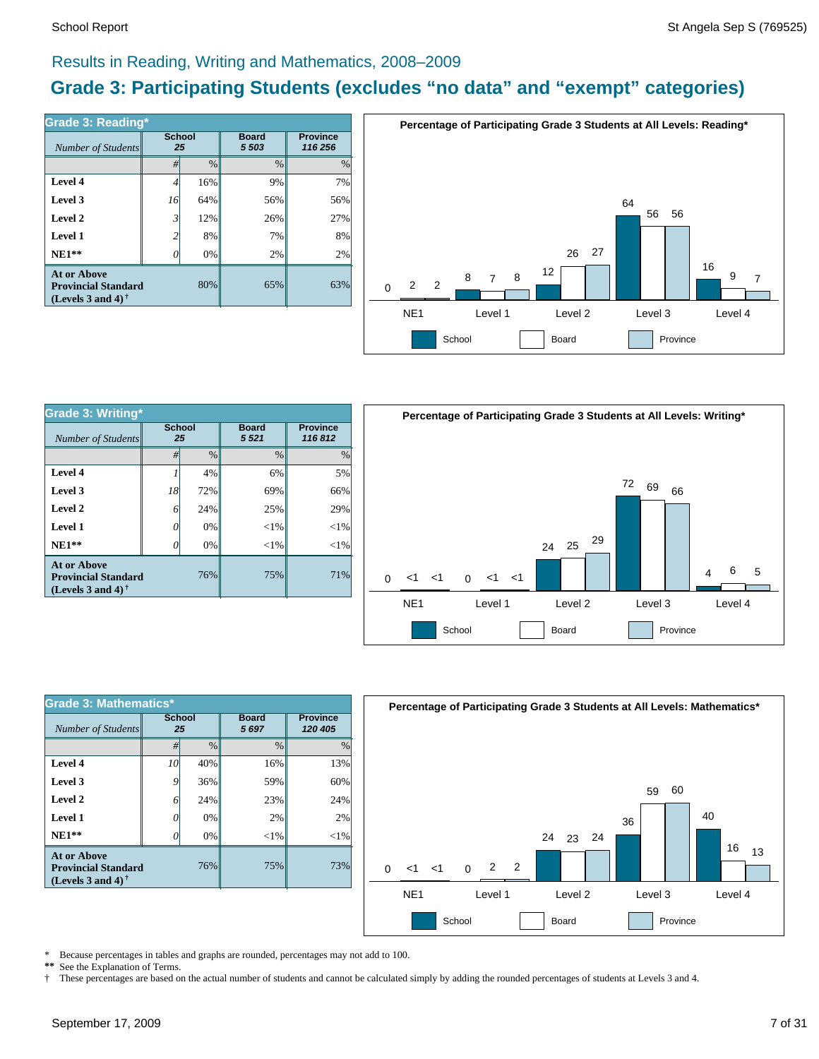## Results in Reading, Writing and Mathematics, 2008–2009

# Grade 3: Participating Students (excludes “no data” and “exempt” categories)

| Grade 3: Reading* | School | | Board | Province |
|---|---|---|---|---|
| *Number of Students* | 25 | | 5 503 | 116 256 |
| | # | % | % | % |
| **Level 4** | 4 | 16% | 9% | 7% |
| **Level 3** | 16 | 64% | 56% | 56% |
| **Level 2** | 3 | 12% | 26% | 27% |
| **Level 1** | 2 | 8% | 7% | 8% |
| **NE1**** | 0 | 0% | 2% | 2% |
| **At or Above Provincial Standard (Levels 3 and 4)†** | | 80% | 65% | 63% |

**Percentage of Participating Grade 3 Students at All Levels: Reading***

| | NE1 | Level 1 | Level 2 | Level 3 | Level 4 |
|---|---|---|---|---|---|
| School | 0 | 8 | 12 | 64 | 16 |
| Board | 2 | 7 | 26 | 56 | 9 |
| Province | 2 | 8 | 27 | 56 | 7 |

| Grade 3: Writing* | School | | Board | Province |
|---|---|---|---|---|
| *Number of Students* | 25 | | 5 521 | 116 812 |
| | # | % | % | % |
| **Level 4** | 1 | 4% | 6% | 5% |
| **Level 3** | 18 | 72% | 69% | 66% |
| **Level 2** | 6 | 24% | 25% | 29% |
| **Level 1** | 0 | 0% | <1% | <1% |
| **NE1**** | 0 | 0% | <1% | <1% |
| **At or Above Provincial Standard (Levels 3 and 4)†** | | 76% | 75% | 71% |

**Percentage of Participating Grade 3 Students at All Levels: Writing***

| | NE1 | Level 1 | Level 2 | Level 3 | Level 4 |
|---|---|---|---|---|---|
| School | 0 | 0 | 24 | 72 | 4 |
| Board | <1 | <1 | 25 | 69 | 6 |
| Province | <1 | <1 | 29 | 66 | 5 |

| Grade 3: Mathematics* | School | | Board | Province |
|---|---|---|---|---|
| *Number of Students* | 25 | | 5 697 | 120 405 |
| | # | % | % | % |
| **Level 4** | 10 | 40% | 16% | 13% |
| **Level 3** | 9 | 36% | 59% | 60% |
| **Level 2** | 6 | 24% | 23% | 24% |
| **Level 1** | 0 | 0% | 2% | 2% |
| **NE1**** | 0 | 0% | <1% | <1% |
| **At or Above Provincial Standard (Levels 3 and 4)†** | | 76% | 75% | 73% |

**Percentage of Participating Grade 3 Students at All Levels: Mathematics***

| | NE1 | Level 1 | Level 2 | Level 3 | Level 4 |
|---|---|---|---|---|---|
| School | 0 | 0 | 24 | 36 | 40 |
| Board | <1 | 2 | 23 | 59 | 16 |
| Province | <1 | 2 | 24 | 60 | 13 |

\* Because percentages in tables and graphs are rounded, percentages may not add to 100.
** See the Explanation of Terms.
† These percentages are based on the actual number of students and cannot be calculated simply by adding the rounded percentages of students at Levels 3 and 4.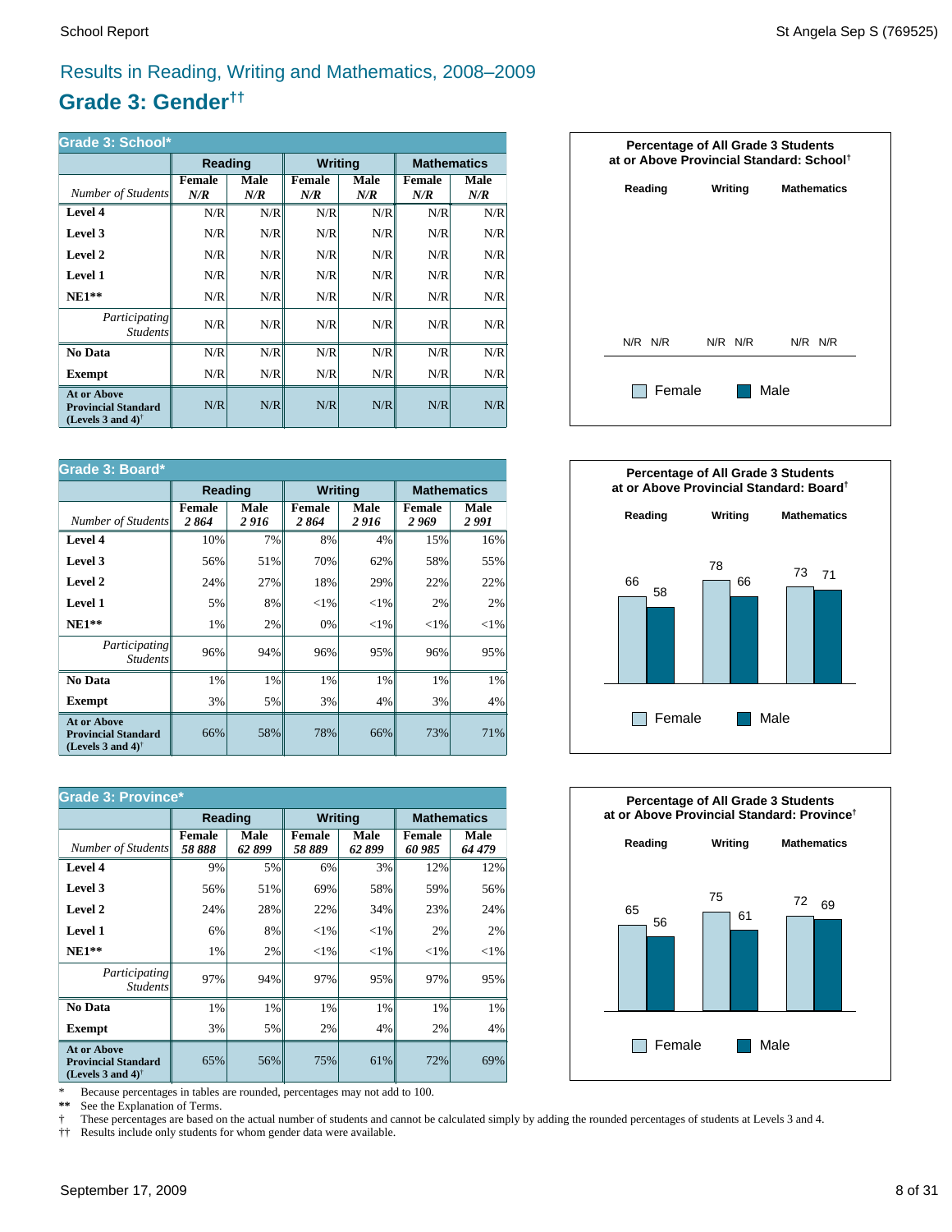# Results in Reading, Writing and Mathematics, 2008–2009

## Grade 3: Gender††

**Grade 3: School***

| | Reading | | Writing | | Mathematics | |
|---|---|---|---|---|---|---|
| *Number of Students* | Female *N/R* | Male *N/R* | Female *N/R* | Male *N/R* | Female *N/R* | Male *N/R* |
| **Level 4** | N/R | N/R | N/R | N/R | N/R | N/R |
| **Level 3** | N/R | N/R | N/R | N/R | N/R | N/R |
| **Level 2** | N/R | N/R | N/R | N/R | N/R | N/R |
| **Level 1** | N/R | N/R | N/R | N/R | N/R | N/R |
| **NE1**** | N/R | N/R | N/R | N/R | N/R | N/R |
| *Participating Students* | N/R | N/R | N/R | N/R | N/R | N/R |
| **No Data** | N/R | N/R | N/R | N/R | N/R | N/R |
| **Exempt** | N/R | N/R | N/R | N/R | N/R | N/R |
| **At or Above Provincial Standard (Levels 3 and 4)†** | N/R | N/R | N/R | N/R | N/R | N/R |

**Percentage of All Grade 3 Students at or Above Provincial Standard: School†**

| | Reading | Writing | Mathematics |
|---|---|---|---|
| Female | N/R | N/R | N/R |
| Male | N/R | N/R | N/R |

**Grade 3: Board***

| | Reading | | Writing | | Mathematics | |
|---|---|---|---|---|---|---|
| *Number of Students* | Female *2 864* | Male *2 916* | Female *2 864* | Male *2 916* | Female *2 969* | Male *2 991* |
| **Level 4** | 10% | 7% | 8% | 4% | 15% | 16% |
| **Level 3** | 56% | 51% | 70% | 62% | 58% | 55% |
| **Level 2** | 24% | 27% | 18% | 29% | 22% | 22% |
| **Level 1** | 5% | 8% | <1% | <1% | 2% | 2% |
| **NE1**** | 1% | 2% | 0% | <1% | <1% | <1% |
| *Participating Students* | 96% | 94% | 96% | 95% | 96% | 95% |
| **No Data** | 1% | 1% | 1% | 1% | 1% | 1% |
| **Exempt** | 3% | 5% | 3% | 4% | 3% | 4% |
| **At or Above Provincial Standard (Levels 3 and 4)†** | 66% | 58% | 78% | 66% | 73% | 71% |

**Percentage of All Grade 3 Students at or Above Provincial Standard: Board†**

| | Reading | Writing | Mathematics |
|---|---|---|---|
| Female | 66 | 78 | 73 |
| Male | 58 | 66 | 71 |

**Grade 3: Province***

| | Reading | | Writing | | Mathematics | |
|---|---|---|---|---|---|---|
| *Number of Students* | Female *58 888* | Male *62 899* | Female *58 889* | Male *62 899* | Female *60 985* | Male *64 479* |
| **Level 4** | 9% | 5% | 6% | 3% | 12% | 12% |
| **Level 3** | 56% | 51% | 69% | 58% | 59% | 56% |
| **Level 2** | 24% | 28% | 22% | 34% | 23% | 24% |
| **Level 1** | 6% | 8% | <1% | <1% | 2% | 2% |
| **NE1**** | 1% | 2% | <1% | <1% | <1% | <1% |
| *Participating Students* | 97% | 94% | 97% | 95% | 97% | 95% |
| **No Data** | 1% | 1% | 1% | 1% | 1% | 1% |
| **Exempt** | 3% | 5% | 2% | 4% | 2% | 4% |
| **At or Above Provincial Standard (Levels 3 and 4)†** | 65% | 56% | 75% | 61% | 72% | 69% |

**Percentage of All Grade 3 Students at or Above Provincial Standard: Province†**

| | Reading | Writing | Mathematics |
|---|---|---|---|
| Female | 65 | 75 | 72 |
| Male | 56 | 61 | 69 |

\* Because percentages in tables are rounded, percentages may not add to 100.
** See the Explanation of Terms.
† These percentages are based on the actual number of students and cannot be calculated simply by adding the rounded percentages of students at Levels 3 and 4.
†† Results include only students for whom gender data were available.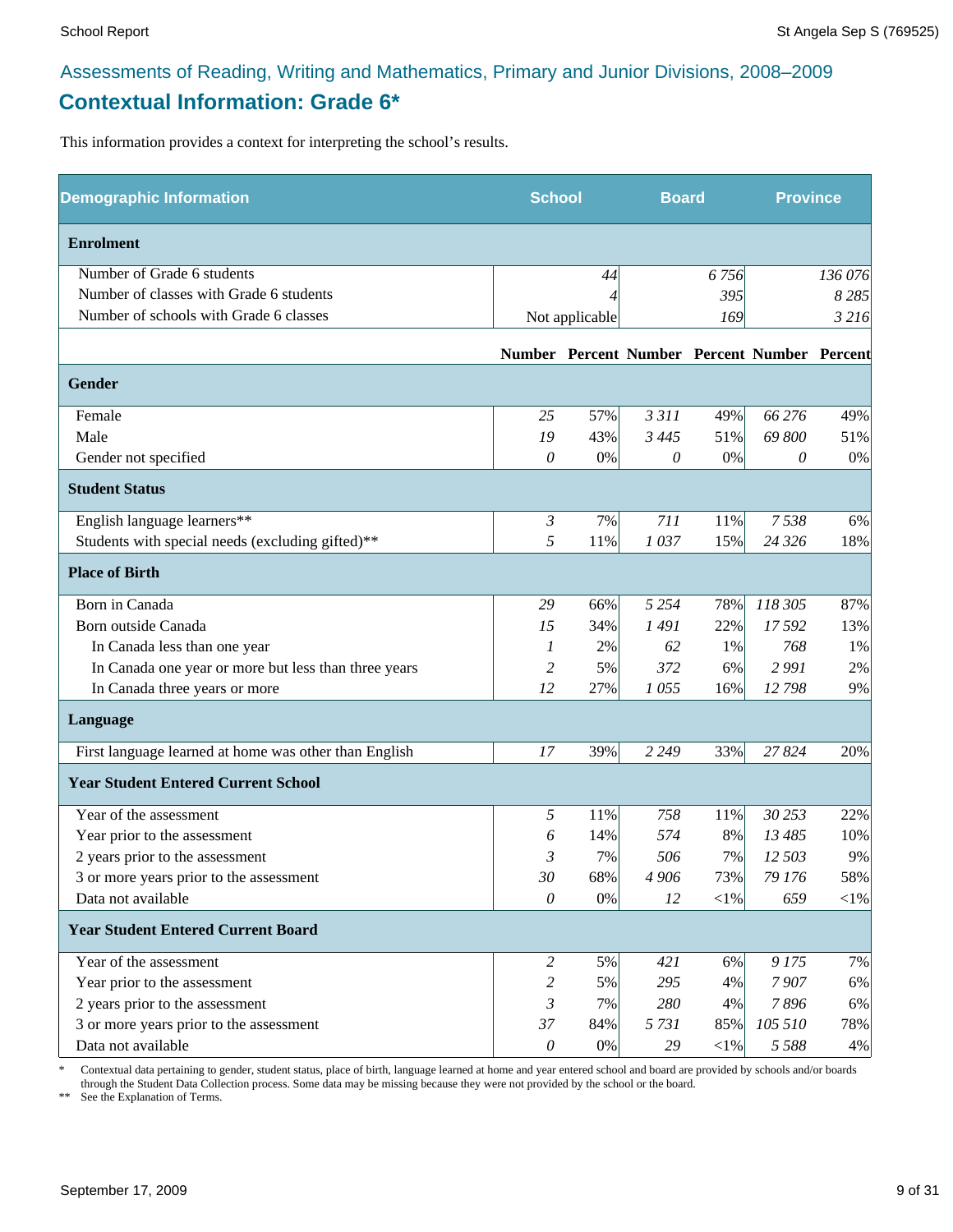Assessments of Reading, Writing and Mathematics, Primary and Junior Divisions, 2008–2009

## Contextual Information: Grade 6*

This information provides a context for interpreting the school's results.

| Demographic Information | School | | Board | | Province | |
|---|---|---|---|---|---|---|
| **Enrolment** | | | | | | |
| Number of Grade 6 students | | *44* | | *6 756* | | *136 076* |
| Number of classes with Grade 6 students | | *4* | | *395* | | *8 285* |
| Number of schools with Grade 6 classes | | Not applicable | | *169* | | *3 216* |
| | **Number** | **Percent** | **Number** | **Percent** | **Number** | **Percent** |
| **Gender** | | | | | | |
| Female | *25* | 57% | *3 311* | 49% | *66 276* | 49% |
| Male | *19* | 43% | *3 445* | 51% | *69 800* | 51% |
| Gender not specified | *0* | 0% | *0* | 0% | *0* | 0% |
| **Student Status** | | | | | | |
| English language learners** | *3* | 7% | *711* | 11% | *7 538* | 6% |
| Students with special needs (excluding gifted)** | *5* | 11% | *1 037* | 15% | *24 326* | 18% |
| **Place of Birth** | | | | | | |
| Born in Canada | *29* | 66% | *5 254* | 78% | *118 305* | 87% |
| Born outside Canada | *15* | 34% | *1 491* | 22% | *17 592* | 13% |
| In Canada less than one year | *1* | 2% | *62* | 1% | *768* | 1% |
| In Canada one year or more but less than three years | *2* | 5% | *372* | 6% | *2 991* | 2% |
| In Canada three years or more | *12* | 27% | *1 055* | 16% | *12 798* | 9% |
| **Language** | | | | | | |
| First language learned at home was other than English | *17* | 39% | *2 249* | 33% | *27 824* | 20% |
| **Year Student Entered Current School** | | | | | | |
| Year of the assessment | *5* | 11% | *758* | 11% | *30 253* | 22% |
| Year prior to the assessment | *6* | 14% | *574* | 8% | *13 485* | 10% |
| 2 years prior to the assessment | *3* | 7% | *506* | 7% | *12 503* | 9% |
| 3 or more years prior to the assessment | *30* | 68% | *4 906* | 73% | *79 176* | 58% |
| Data not available | *0* | 0% | *12* | <1% | *659* | <1% |
| **Year Student Entered Current Board** | | | | | | |
| Year of the assessment | *2* | 5% | *421* | 6% | *9 175* | 7% |
| Year prior to the assessment | *2* | 5% | *295* | 4% | *7 907* | 6% |
| 2 years prior to the assessment | *3* | 7% | *280* | 4% | *7 896* | 6% |
| 3 or more years prior to the assessment | *37* | 84% | *5 731* | 85% | *105 510* | 78% |
| Data not available | *0* | 0% | *29* | <1% | *5 588* | 4% |

\* Contextual data pertaining to gender, student status, place of birth, language learned at home and year entered school and board are provided by schools and/or boards through the Student Data Collection process. Some data may be missing because they were not provided by the school or the board.

\*\* See the Explanation of Terms.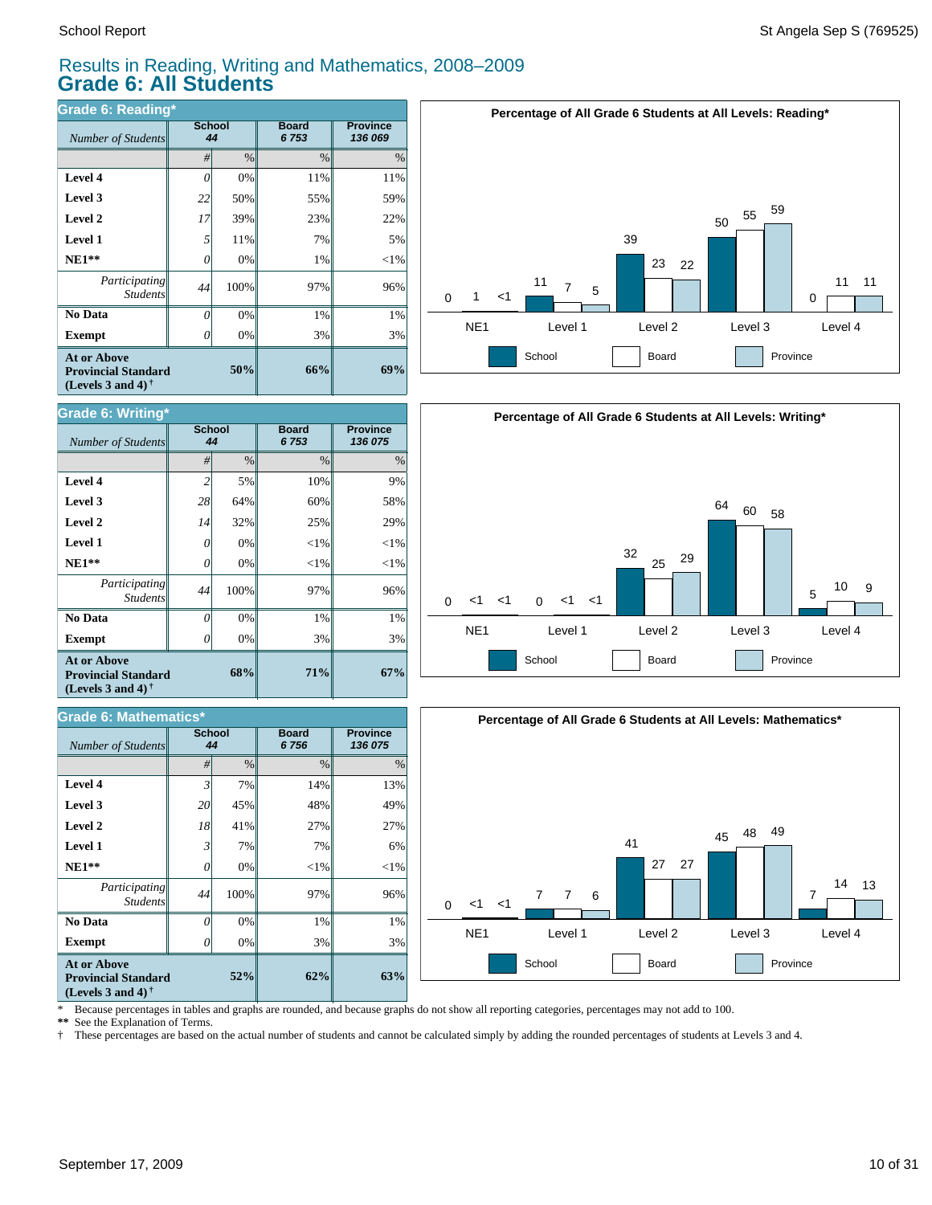# Results in Reading, Writing and Mathematics, 2008–2009

## Grade 6: All Students

### Grade 6: Reading*

| *Number of Students* | School 44 | | Board 6 753 | Province 136 069 |
|---|---|---|---|---|
| | # | % | % | % |
| **Level 4** | 0 | 0% | 11% | 11% |
| **Level 3** | 22 | 50% | 55% | 59% |
| **Level 2** | 17 | 39% | 23% | 22% |
| **Level 1** | 5 | 11% | 7% | 5% |
| **NE1**** | 0 | 0% | 1% | <1% |
| *Participating Students* | 44 | 100% | 97% | 96% |
| **No Data** | 0 | 0% | 1% | 1% |
| **Exempt** | 0 | 0% | 3% | 3% |
| **At or Above Provincial Standard (Levels 3 and 4)†** | | **50%** | **66%** | **69%** |

**Percentage of All Grade 6 Students at All Levels: Reading***

| | NE1 | Level 1 | Level 2 | Level 3 | Level 4 |
|---|---|---|---|---|---|
| School | 0 | 11 | 39 | 50 | 0 |
| Board | 1 | 7 | 23 | 55 | 11 |
| Province | <1 | 5 | 22 | 59 | 11 |

### Grade 6: Writing*

| *Number of Students* | School 44 | | Board 6 753 | Province 136 075 |
|---|---|---|---|---|
| | # | % | % | % |
| **Level 4** | 2 | 5% | 10% | 9% |
| **Level 3** | 28 | 64% | 60% | 58% |
| **Level 2** | 14 | 32% | 25% | 29% |
| **Level 1** | 0 | 0% | <1% | <1% |
| **NE1**** | 0 | 0% | <1% | <1% |
| *Participating Students* | 44 | 100% | 97% | 96% |
| **No Data** | 0 | 0% | 1% | 1% |
| **Exempt** | 0 | 0% | 3% | 3% |
| **At or Above Provincial Standard (Levels 3 and 4)†** | | **68%** | **71%** | **67%** |

**Percentage of All Grade 6 Students at All Levels: Writing***

| | NE1 | Level 1 | Level 2 | Level 3 | Level 4 |
|---|---|---|---|---|---|
| School | 0 | 0 | 32 | 64 | 5 |
| Board | <1 | <1 | 25 | 60 | 10 |
| Province | <1 | <1 | 29 | 58 | 9 |

### Grade 6: Mathematics*

| *Number of Students* | School 44 | | Board 6 756 | Province 136 075 |
|---|---|---|---|---|
| | # | % | % | % |
| **Level 4** | 3 | 7% | 14% | 13% |
| **Level 3** | 20 | 45% | 48% | 49% |
| **Level 2** | 18 | 41% | 27% | 27% |
| **Level 1** | 3 | 7% | 7% | 6% |
| **NE1**** | 0 | 0% | <1% | <1% |
| *Participating Students* | 44 | 100% | 97% | 96% |
| **No Data** | 0 | 0% | 1% | 1% |
| **Exempt** | 0 | 0% | 3% | 3% |
| **At or Above Provincial Standard (Levels 3 and 4)†** | | **52%** | **62%** | **63%** |

**Percentage of All Grade 6 Students at All Levels: Mathematics***

| | NE1 | Level 1 | Level 2 | Level 3 | Level 4 |
|---|---|---|---|---|---|
| School | 0 | 7 | 41 | 45 | 7 |
| Board | <1 | 7 | 27 | 48 | 14 |
| Province | <1 | 6 | 27 | 49 | 13 |

\* Because percentages in tables and graphs are rounded, and because graphs do not show all reporting categories, percentages may not add to 100.
** See the Explanation of Terms.
† These percentages are based on the actual number of students and cannot be calculated simply by adding the rounded percentages of students at Levels 3 and 4.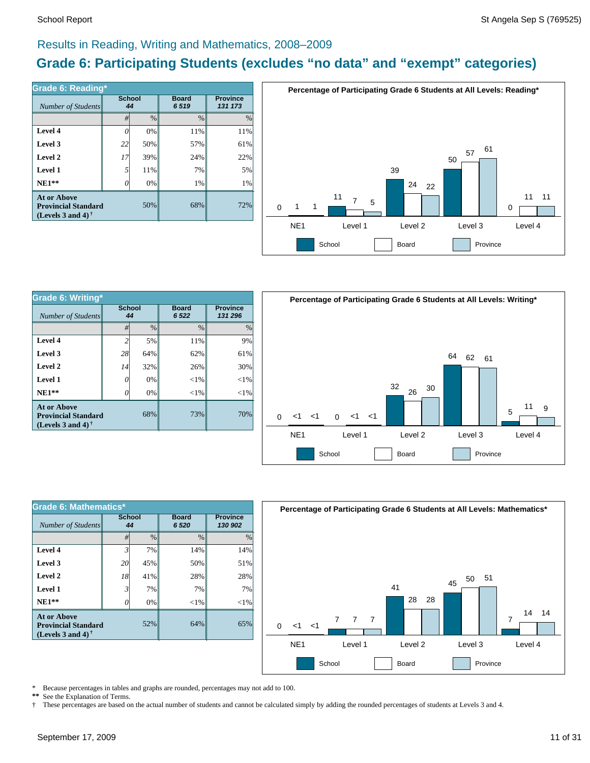## Results in Reading, Writing and Mathematics, 2008–2009

# Grade 6: Participating Students (excludes "no data" and "exempt" categories)

### Grade 6: Reading*

| Number of Students | School 44 | | Board 6 519 | Province 131 173 |
|---|---|---|---|---|
| | # | % | % | % |
| **Level 4** | 0 | 0% | 11% | 11% |
| **Level 3** | 22 | 50% | 57% | 61% |
| **Level 2** | 17 | 39% | 24% | 22% |
| **Level 1** | 5 | 11% | 7% | 5% |
| **NE1**** | 0 | 0% | 1% | 1% |
| **At or Above Provincial Standard (Levels 3 and 4)†** | | 50% | 68% | 72% |

**Percentage of Participating Grade 6 Students at All Levels: Reading***

| | School | Board | Province |
|---|---|---|---|
| NE1 | 0 | 1 | 1 |
| Level 1 | 11 | 7 | 5 |
| Level 2 | 39 | 24 | 22 |
| Level 3 | 50 | 57 | 61 |
| Level 4 | 0 | 11 | 11 |

### Grade 6: Writing*

| Number of Students | School 44 | | Board 6 522 | Province 131 296 |
|---|---|---|---|---|
| | # | % | % | % |
| **Level 4** | 2 | 5% | 11% | 9% |
| **Level 3** | 28 | 64% | 62% | 61% |
| **Level 2** | 14 | 32% | 26% | 30% |
| **Level 1** | 0 | 0% | <1% | <1% |
| **NE1**** | 0 | 0% | <1% | <1% |
| **At or Above Provincial Standard (Levels 3 and 4)†** | | 68% | 73% | 70% |

**Percentage of Participating Grade 6 Students at All Levels: Writing***

| | School | Board | Province |
|---|---|---|---|
| NE1 | 0 | <1 | <1 |
| Level 1 | 0 | <1 | <1 |
| Level 2 | 32 | 26 | 30 |
| Level 3 | 64 | 62 | 61 |
| Level 4 | 5 | 11 | 9 |

### Grade 6: Mathematics*

| Number of Students | School 44 | | Board 6 520 | Province 130 902 |
|---|---|---|---|---|
| | # | % | % | % |
| **Level 4** | 3 | 7% | 14% | 14% |
| **Level 3** | 20 | 45% | 50% | 51% |
| **Level 2** | 18 | 41% | 28% | 28% |
| **Level 1** | 3 | 7% | 7% | 7% |
| **NE1**** | 0 | 0% | <1% | <1% |
| **At or Above Provincial Standard (Levels 3 and 4)†** | | 52% | 64% | 65% |

**Percentage of Participating Grade 6 Students at All Levels: Mathematics***

| | School | Board | Province |
|---|---|---|---|
| NE1 | 0 | <1 | <1 |
| Level 1 | 7 | 7 | 7 |
| Level 2 | 41 | 28 | 28 |
| Level 3 | 45 | 50 | 51 |
| Level 4 | 7 | 14 | 14 |

\* Because percentages in tables and graphs are rounded, percentages may not add to 100.
** See the Explanation of Terms.
† These percentages are based on the actual number of students and cannot be calculated simply by adding the rounded percentages of students at Levels 3 and 4.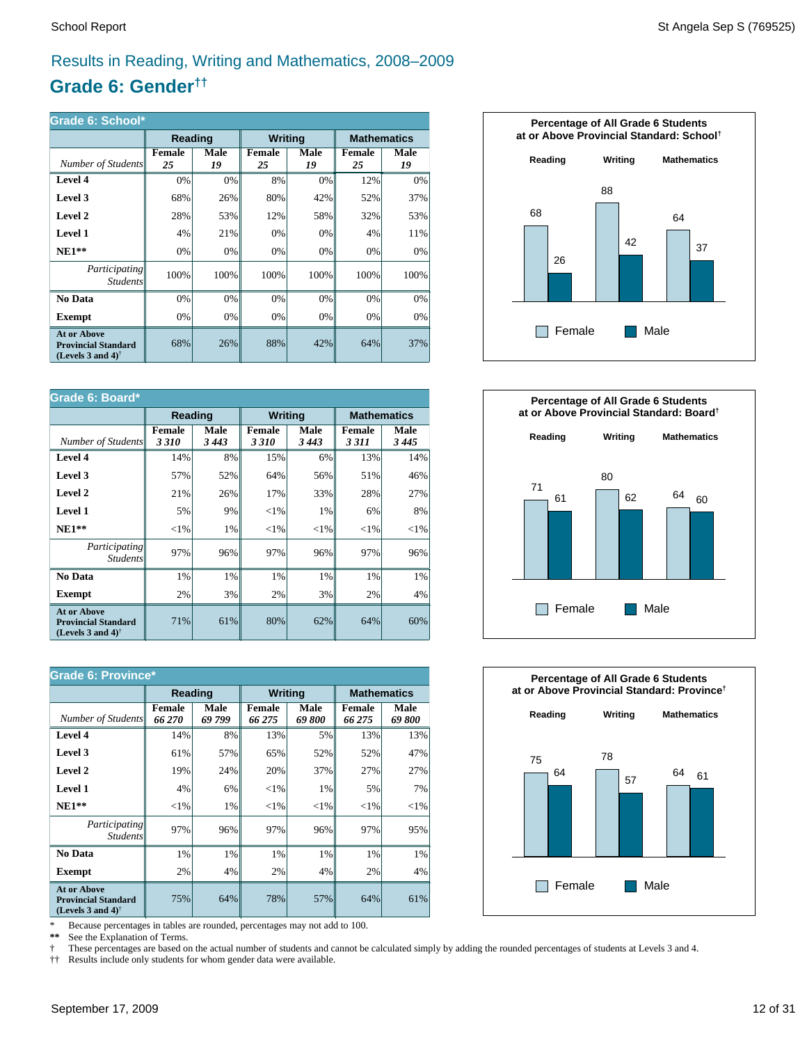## Results in Reading, Writing and Mathematics, 2008–2009

# Grade 6: Gender††

| Grade 6: School* | Reading | | Writing | | Mathematics | |
|---|---|---|---|---|---|---|
| *Number of Students* | Female *25* | Male *19* | Female *25* | Male *19* | Female *25* | Male *19* |
| **Level 4** | 0% | 0% | 8% | 0% | 12% | 0% |
| **Level 3** | 68% | 26% | 80% | 42% | 52% | 37% |
| **Level 2** | 28% | 53% | 12% | 58% | 32% | 53% |
| **Level 1** | 4% | 21% | 0% | 0% | 4% | 11% |
| **NE1**** | 0% | 0% | 0% | 0% | 0% | 0% |
| *Participating Students* | 100% | 100% | 100% | 100% | 100% | 100% |
| **No Data** | 0% | 0% | 0% | 0% | 0% | 0% |
| **Exempt** | 0% | 0% | 0% | 0% | 0% | 0% |
| **At or Above Provincial Standard (Levels 3 and 4)†** | 68% | 26% | 88% | 42% | 64% | 37% |

**Percentage of All Grade 6 Students at or Above Provincial Standard: School†**

| | Reading | Writing | Mathematics |
|---|---|---|---|
| Female | 68 | 88 | 64 |
| Male | 26 | 42 | 37 |

| Grade 6: Board* | Reading | | Writing | | Mathematics | |
|---|---|---|---|---|---|---|
| *Number of Students* | Female *3 310* | Male *3 443* | Female *3 310* | Male *3 443* | Female *3 311* | Male *3 445* |
| **Level 4** | 14% | 8% | 15% | 6% | 13% | 14% |
| **Level 3** | 57% | 52% | 64% | 56% | 51% | 46% |
| **Level 2** | 21% | 26% | 17% | 33% | 28% | 27% |
| **Level 1** | 5% | 9% | <1% | 1% | 6% | 8% |
| **NE1**** | <1% | 1% | <1% | <1% | <1% | <1% |
| *Participating Students* | 97% | 96% | 97% | 96% | 97% | 96% |
| **No Data** | 1% | 1% | 1% | 1% | 1% | 1% |
| **Exempt** | 2% | 3% | 2% | 3% | 2% | 4% |
| **At or Above Provincial Standard (Levels 3 and 4)†** | 71% | 61% | 80% | 62% | 64% | 60% |

**Percentage of All Grade 6 Students at or Above Provincial Standard: Board†**

| | Reading | Writing | Mathematics |
|---|---|---|---|
| Female | 71 | 80 | 64 |
| Male | 61 | 62 | 60 |

| Grade 6: Province* | Reading | | Writing | | Mathematics | |
|---|---|---|---|---|---|---|
| *Number of Students* | Female *66 270* | Male *69 799* | Female *66 275* | Male *69 800* | Female *66 275* | Male *69 800* |
| **Level 4** | 14% | 8% | 13% | 5% | 13% | 13% |
| **Level 3** | 61% | 57% | 65% | 52% | 52% | 47% |
| **Level 2** | 19% | 24% | 20% | 37% | 27% | 27% |
| **Level 1** | 4% | 6% | <1% | 1% | 5% | 7% |
| **NE1**** | <1% | 1% | <1% | <1% | <1% | <1% |
| *Participating Students* | 97% | 96% | 97% | 96% | 97% | 95% |
| **No Data** | 1% | 1% | 1% | 1% | 1% | 1% |
| **Exempt** | 2% | 4% | 2% | 4% | 2% | 4% |
| **At or Above Provincial Standard (Levels 3 and 4)†** | 75% | 64% | 78% | 57% | 64% | 61% |

**Percentage of All Grade 6 Students at or Above Provincial Standard: Province†**

| | Reading | Writing | Mathematics |
|---|---|---|---|
| Female | 75 | 78 | 64 |
| Male | 64 | 57 | 61 |

\* Because percentages in tables are rounded, percentages may not add to 100.
** See the Explanation of Terms.
† These percentages are based on the actual number of students and cannot be calculated simply by adding the rounded percentages of students at Levels 3 and 4.
†† Results include only students for whom gender data were available.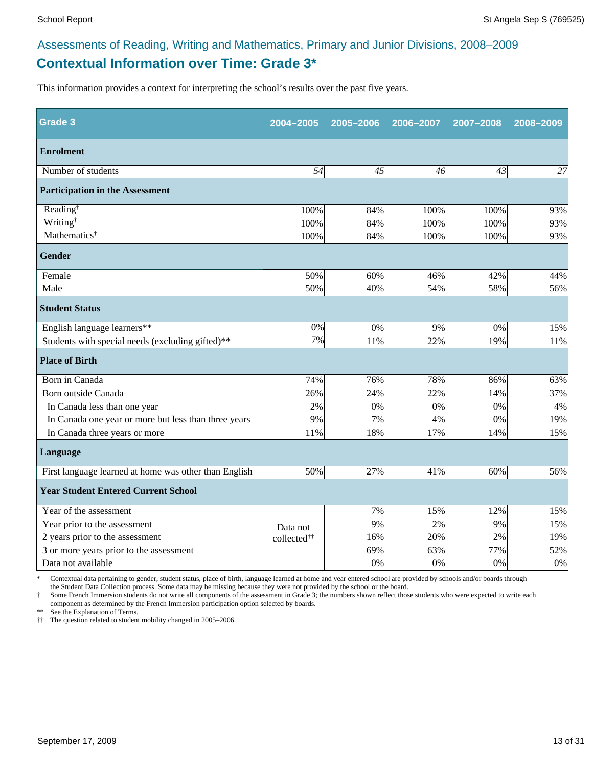Assessments of Reading, Writing and Mathematics, Primary and Junior Divisions, 2008–2009

# Contextual Information over Time: Grade 3*

This information provides a context for interpreting the school's results over the past five years.

| Grade 3 | 2004–2005 | 2005–2006 | 2006–2007 | 2007–2008 | 2008–2009 |
|---|---|---|---|---|---|
| **Enrolment** | | | | | |
| Number of students | *54* | *45* | *46* | *43* | *27* |
| **Participation in the Assessment** | | | | | |
| Reading† | 100% | 84% | 100% | 100% | 93% |
| Writing† | 100% | 84% | 100% | 100% | 93% |
| Mathematics† | 100% | 84% | 100% | 100% | 93% |
| **Gender** | | | | | |
| Female | 50% | 60% | 46% | 42% | 44% |
| Male | 50% | 40% | 54% | 58% | 56% |
| **Student Status** | | | | | |
| English language learners** | 0% | 0% | 9% | 0% | 15% |
| Students with special needs (excluding gifted)** | 7% | 11% | 22% | 19% | 11% |
| **Place of Birth** | | | | | |
| Born in Canada | 74% | 76% | 78% | 86% | 63% |
| Born outside Canada | 26% | 24% | 22% | 14% | 37% |
| In Canada less than one year | 2% | 0% | 0% | 0% | 4% |
| In Canada one year or more but less than three years | 9% | 7% | 4% | 0% | 19% |
| In Canada three years or more | 11% | 18% | 17% | 14% | 15% |
| **Language** | | | | | |
| First language learned at home was other than English | 50% | 27% | 41% | 60% | 56% |
| **Year Student Entered Current School** | | | | | |
| Year of the assessment | Data not collected†† | 7% | 15% | 12% | 15% |
| Year prior to the assessment | | 9% | 2% | 9% | 15% |
| 2 years prior to the assessment | | 16% | 20% | 2% | 19% |
| 3 or more years prior to the assessment | | 69% | 63% | 77% | 52% |
| Data not available | | 0% | 0% | 0% | 0% |

\* Contextual data pertaining to gender, student status, place of birth, language learned at home and year entered school are provided by schools and/or boards through the Student Data Collection process. Some data may be missing because they were not provided by the school or the board.

† Some French Immersion students do not write all components of the assessment in Grade 3; the numbers shown reflect those students who were expected to write each component as determined by the French Immersion participation option selected by boards.

** See the Explanation of Terms.

†† The question related to student mobility changed in 2005–2006.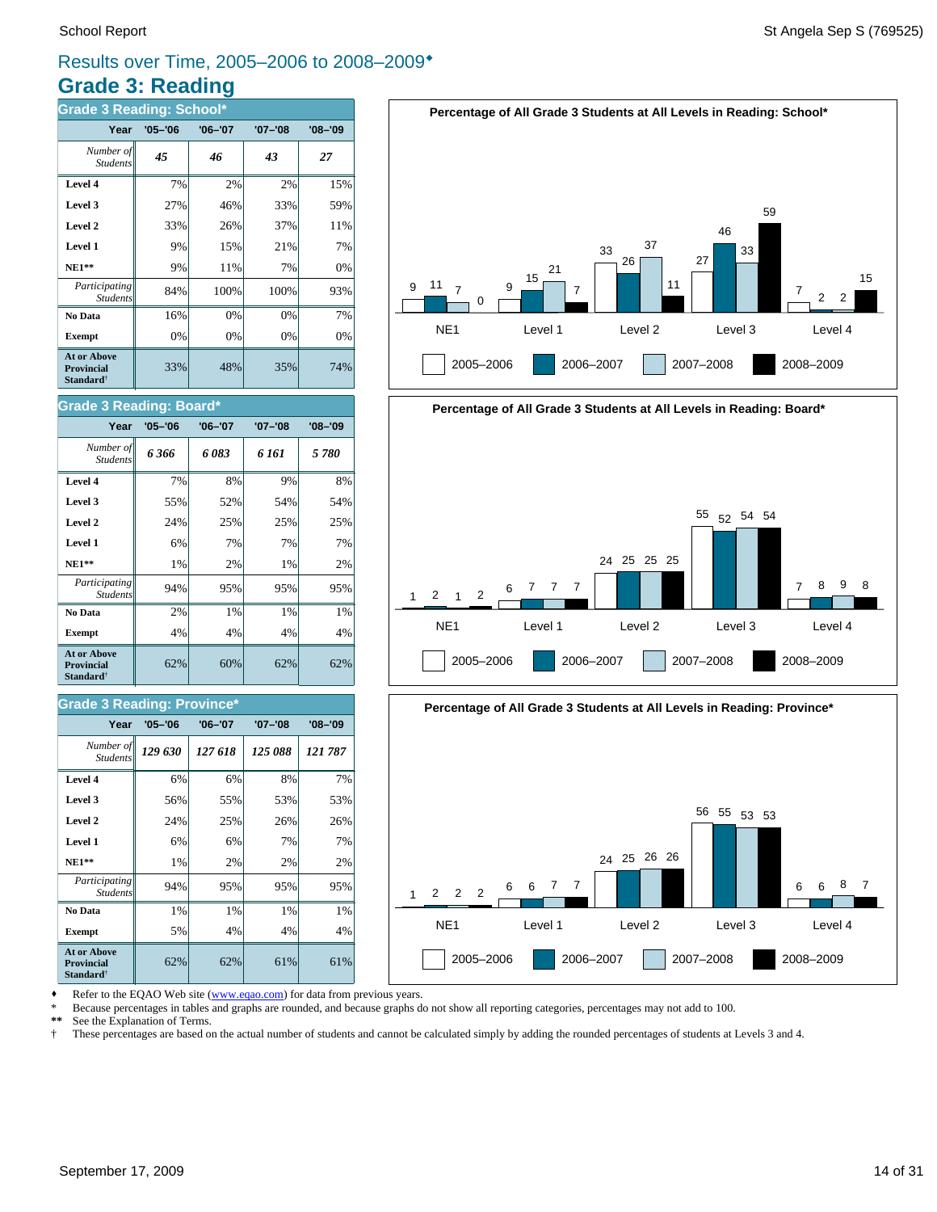## Results over Time, 2005–2006 to 2008–2009♦

# Grade 3: Reading

### Grade 3 Reading: School*

| Year | '05–'06 | '06–'07 | '07–'08 | '08–'09 |
|---|---|---|---|---|
| *Number of Students* | ***45*** | ***46*** | ***43*** | ***27*** |
| **Level 4** | 7% | 2% | 2% | 15% |
| **Level 3** | 27% | 46% | 33% | 59% |
| **Level 2** | 33% | 26% | 37% | 11% |
| **Level 1** | 9% | 15% | 21% | 7% |
| **NE1**** | 9% | 11% | 7% | 0% |
| *Participating Students* | 84% | 100% | 100% | 93% |
| **No Data** | 16% | 0% | 0% | 7% |
| **Exempt** | 0% | 0% | 0% | 0% |
| **At or Above Provincial Standard**† | 33% | 48% | 35% | 74% |

**Percentage of All Grade 3 Students at All Levels in Reading: School***

| | 2005–2006 | 2006–2007 | 2007–2008 | 2008–2009 |
|---|---|---|---|---|
| NE1 | 9 | 11 | 7 | 0 |
| Level 1 | 9 | 15 | 21 | 7 |
| Level 2 | 33 | 26 | 37 | 11 |
| Level 3 | 27 | 46 | 33 | 59 |
| Level 4 | 7 | 2 | 2 | 15 |

### Grade 3 Reading: Board*

| Year | '05–'06 | '06–'07 | '07–'08 | '08–'09 |
|---|---|---|---|---|
| *Number of Students* | ***6 366*** | ***6 083*** | ***6 161*** | ***5 780*** |
| **Level 4** | 7% | 8% | 9% | 8% |
| **Level 3** | 55% | 52% | 54% | 54% |
| **Level 2** | 24% | 25% | 25% | 25% |
| **Level 1** | 6% | 7% | 7% | 7% |
| **NE1**** | 1% | 2% | 1% | 2% |
| *Participating Students* | 94% | 95% | 95% | 95% |
| **No Data** | 2% | 1% | 1% | 1% |
| **Exempt** | 4% | 4% | 4% | 4% |
| **At or Above Provincial Standard**† | 62% | 60% | 62% | 62% |

**Percentage of All Grade 3 Students at All Levels in Reading: Board***

| | 2005–2006 | 2006–2007 | 2007–2008 | 2008–2009 |
|---|---|---|---|---|
| NE1 | 1 | 2 | 1 | 2 |
| Level 1 | 6 | 7 | 7 | 7 |
| Level 2 | 24 | 25 | 25 | 25 |
| Level 3 | 55 | 52 | 54 | 54 |
| Level 4 | 7 | 8 | 9 | 8 |

### Grade 3 Reading: Province*

| Year | '05–'06 | '06–'07 | '07–'08 | '08–'09 |
|---|---|---|---|---|
| *Number of Students* | ***129 630*** | ***127 618*** | ***125 088*** | ***121 787*** |
| **Level 4** | 6% | 6% | 8% | 7% |
| **Level 3** | 56% | 55% | 53% | 53% |
| **Level 2** | 24% | 25% | 26% | 26% |
| **Level 1** | 6% | 6% | 7% | 7% |
| **NE1**** | 1% | 2% | 2% | 2% |
| *Participating Students* | 94% | 95% | 95% | 95% |
| **No Data** | 1% | 1% | 1% | 1% |
| **Exempt** | 5% | 4% | 4% | 4% |
| **At or Above Provincial Standard**† | 62% | 62% | 61% | 61% |

**Percentage of All Grade 3 Students at All Levels in Reading: Province***

| | 2005–2006 | 2006–2007 | 2007–2008 | 2008–2009 |
|---|---|---|---|---|
| NE1 | 1 | 2 | 2 | 2 |
| Level 1 | 6 | 6 | 7 | 7 |
| Level 2 | 24 | 25 | 26 | 26 |
| Level 3 | 56 | 55 | 53 | 53 |
| Level 4 | 6 | 6 | 8 | 7 |

♦ Refer to the EQAO Web site (www.eqao.com) for data from previous years.
* Because percentages in tables and graphs are rounded, and because graphs do not show all reporting categories, percentages may not add to 100.
** See the Explanation of Terms.
† These percentages are based on the actual number of students and cannot be calculated simply by adding the rounded percentages of students at Levels 3 and 4.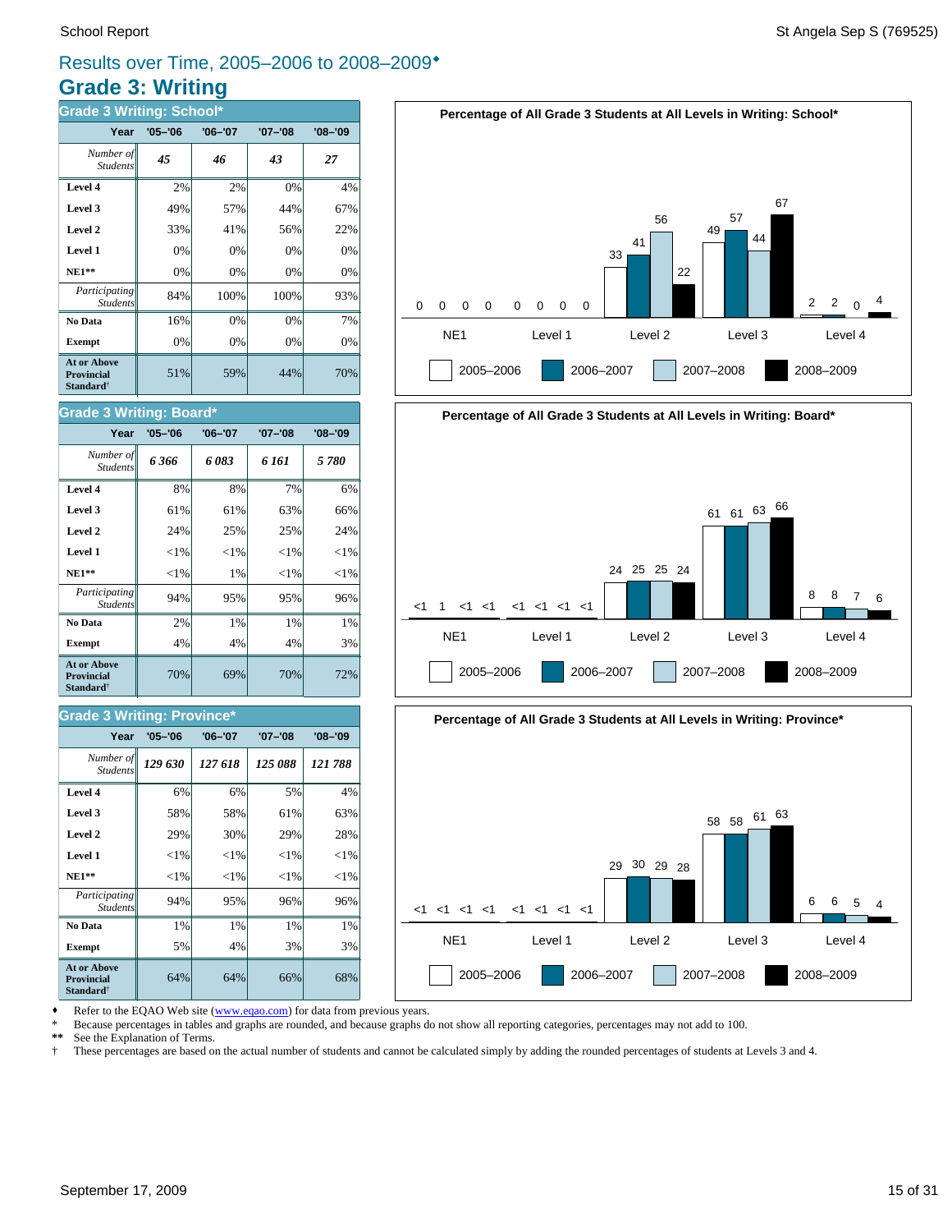## Results over Time, 2005–2006 to 2008–2009♦

# Grade 3: Writing

### Grade 3 Writing: School*

| Year | '05–'06 | '06–'07 | '07–'08 | '08–'09 |
|---|---|---|---|---|
| *Number of Students* | *45* | *46* | *43* | *27* |
| **Level 4** | 2% | 2% | 0% | 4% |
| **Level 3** | 49% | 57% | 44% | 67% |
| **Level 2** | 33% | 41% | 56% | 22% |
| **Level 1** | 0% | 0% | 0% | 0% |
| **NE1**** | 0% | 0% | 0% | 0% |
| *Participating Students* | 84% | 100% | 100% | 93% |
| **No Data** | 16% | 0% | 0% | 7% |
| **Exempt** | 0% | 0% | 0% | 0% |
| **At or Above Provincial Standard†** | 51% | 59% | 44% | 70% |

**Percentage of All Grade 3 Students at All Levels in Writing: School***

| | NE1 | Level 1 | Level 2 | Level 3 | Level 4 |
|---|---|---|---|---|---|
| 2005–2006 | 0 | 0 | 33 | 49 | 2 |
| 2006–2007 | 0 | 0 | 41 | 57 | 2 |
| 2007–2008 | 0 | 0 | 56 | 44 | 0 |
| 2008–2009 | 0 | 0 | 22 | 67 | 4 |

### Grade 3 Writing: Board*

| Year | '05–'06 | '06–'07 | '07–'08 | '08–'09 |
|---|---|---|---|---|
| *Number of Students* | *6 366* | *6 083* | *6 161* | *5 780* |
| **Level 4** | 8% | 8% | 7% | 6% |
| **Level 3** | 61% | 61% | 63% | 66% |
| **Level 2** | 24% | 25% | 25% | 24% |
| **Level 1** | <1% | <1% | <1% | <1% |
| **NE1**** | <1% | 1% | <1% | <1% |
| *Participating Students* | 94% | 95% | 95% | 96% |
| **No Data** | 2% | 1% | 1% | 1% |
| **Exempt** | 4% | 4% | 4% | 3% |
| **At or Above Provincial Standard†** | 70% | 69% | 70% | 72% |

**Percentage of All Grade 3 Students at All Levels in Writing: Board***

| | NE1 | Level 1 | Level 2 | Level 3 | Level 4 |
|---|---|---|---|---|---|
| 2005–2006 | <1 | <1 | 24 | 61 | 8 |
| 2006–2007 | 1 | <1 | 25 | 61 | 8 |
| 2007–2008 | <1 | <1 | 25 | 63 | 7 |
| 2008–2009 | <1 | <1 | 24 | 66 | 6 |

### Grade 3 Writing: Province*

| Year | '05–'06 | '06–'07 | '07–'08 | '08–'09 |
|---|---|---|---|---|
| *Number of Students* | *129 630* | *127 618* | *125 088* | *121 788* |
| **Level 4** | 6% | 6% | 5% | 4% |
| **Level 3** | 58% | 58% | 61% | 63% |
| **Level 2** | 29% | 30% | 29% | 28% |
| **Level 1** | <1% | <1% | <1% | <1% |
| **NE1**** | <1% | <1% | <1% | <1% |
| *Participating Students* | 94% | 95% | 96% | 96% |
| **No Data** | 1% | 1% | 1% | 1% |
| **Exempt** | 5% | 4% | 3% | 3% |
| **At or Above Provincial Standard†** | 64% | 64% | 66% | 68% |

**Percentage of All Grade 3 Students at All Levels in Writing: Province***

| | NE1 | Level 1 | Level 2 | Level 3 | Level 4 |
|---|---|---|---|---|---|
| 2005–2006 | <1 | <1 | 29 | 58 | 6 |
| 2006–2007 | <1 | <1 | 30 | 58 | 6 |
| 2007–2008 | <1 | <1 | 29 | 61 | 5 |
| 2008–2009 | <1 | <1 | 28 | 63 | 4 |

♦ Refer to the EQAO Web site (www.eqao.com) for data from previous years.
\* Because percentages in tables and graphs are rounded, and because graphs do not show all reporting categories, percentages may not add to 100.
** See the Explanation of Terms.
† These percentages are based on the actual number of students and cannot be calculated simply by adding the rounded percentages of students at Levels 3 and 4.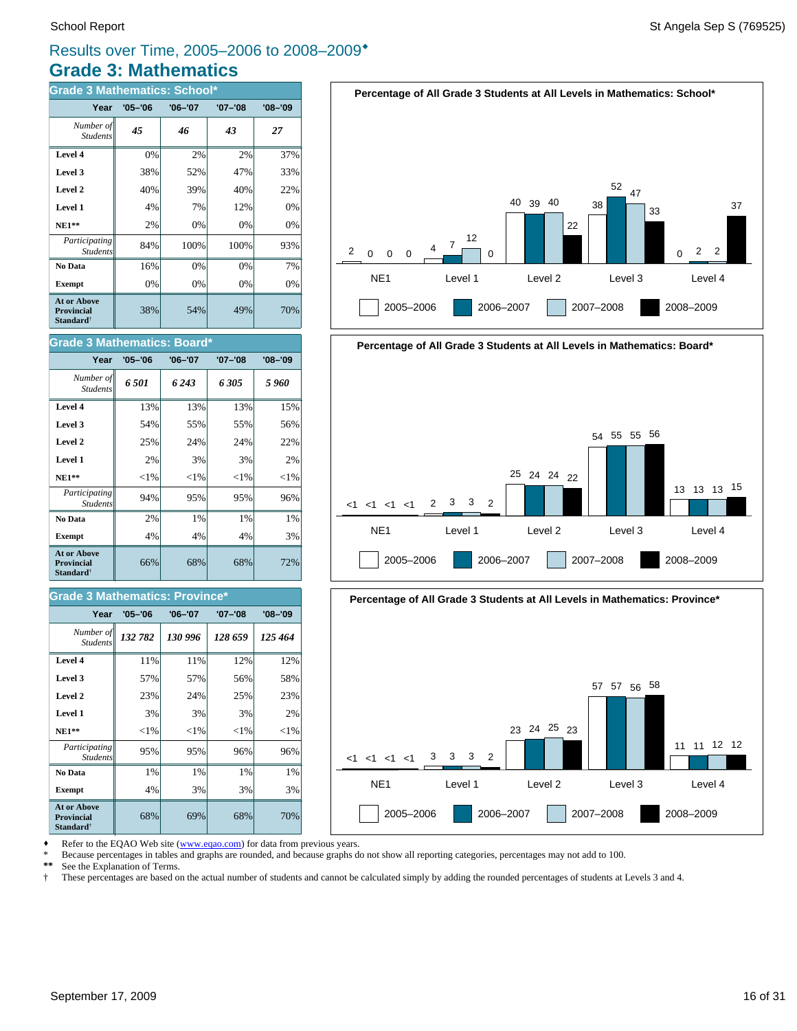# Results over Time, 2005–2006 to 2008–2009♦

## Grade 3: Mathematics

### Grade 3 Mathematics: School*

| Year | '05–'06 | '06–'07 | '07–'08 | '08–'09 |
|---|---|---|---|---|
| *Number of Students* | *45* | *46* | *43* | *27* |
| **Level 4** | 0% | 2% | 2% | 37% |
| **Level 3** | 38% | 52% | 47% | 33% |
| **Level 2** | 40% | 39% | 40% | 22% |
| **Level 1** | 4% | 7% | 12% | 0% |
| **NE1**** | 2% | 0% | 0% | 0% |
| *Participating Students* | 84% | 100% | 100% | 93% |
| **No Data** | 16% | 0% | 0% | 7% |
| **Exempt** | 0% | 0% | 0% | 0% |
| **At or Above Provincial Standard†** | 38% | 54% | 49% | 70% |

**Percentage of All Grade 3 Students at All Levels in Mathematics: School***

| | NE1 | Level 1 | Level 2 | Level 3 | Level 4 |
|---|---|---|---|---|---|
| 2005–2006 | 2 | 4 | 40 | 38 | 0 |
| 2006–2007 | 0 | 7 | 39 | 52 | 2 |
| 2007–2008 | 0 | 12 | 40 | 47 | 2 |
| 2008–2009 | 0 | 0 | 22 | 33 | 37 |

### Grade 3 Mathematics: Board*

| Year | '05–'06 | '06–'07 | '07–'08 | '08–'09 |
|---|---|---|---|---|
| *Number of Students* | *6 501* | *6 243* | *6 305* | *5 960* |
| **Level 4** | 13% | 13% | 13% | 15% |
| **Level 3** | 54% | 55% | 55% | 56% |
| **Level 2** | 25% | 24% | 24% | 22% |
| **Level 1** | 2% | 3% | 3% | 2% |
| **NE1**** | <1% | <1% | <1% | <1% |
| *Participating Students* | 94% | 95% | 95% | 96% |
| **No Data** | 2% | 1% | 1% | 1% |
| **Exempt** | 4% | 4% | 4% | 3% |
| **At or Above Provincial Standard†** | 66% | 68% | 68% | 72% |

**Percentage of All Grade 3 Students at All Levels in Mathematics: Board***

| | NE1 | Level 1 | Level 2 | Level 3 | Level 4 |
|---|---|---|---|---|---|
| 2005–2006 | <1 | 2 | 25 | 54 | 13 |
| 2006–2007 | <1 | 3 | 24 | 55 | 13 |
| 2007–2008 | <1 | 3 | 24 | 55 | 13 |
| 2008–2009 | <1 | 2 | 22 | 56 | 15 |

### Grade 3 Mathematics: Province*

| Year | '05–'06 | '06–'07 | '07–'08 | '08–'09 |
|---|---|---|---|---|
| *Number of Students* | *132 782* | *130 996* | *128 659* | *125 464* |
| **Level 4** | 11% | 11% | 12% | 12% |
| **Level 3** | 57% | 57% | 56% | 58% |
| **Level 2** | 23% | 24% | 25% | 23% |
| **Level 1** | 3% | 3% | 3% | 2% |
| **NE1**** | <1% | <1% | <1% | <1% |
| *Participating Students* | 95% | 95% | 96% | 96% |
| **No Data** | 1% | 1% | 1% | 1% |
| **Exempt** | 4% | 3% | 3% | 3% |
| **At or Above Provincial Standard†** | 68% | 69% | 68% | 70% |

**Percentage of All Grade 3 Students at All Levels in Mathematics: Province***

| | NE1 | Level 1 | Level 2 | Level 3 | Level 4 |
|---|---|---|---|---|---|
| 2005–2006 | <1 | 3 | 23 | 57 | 11 |
| 2006–2007 | <1 | 3 | 24 | 57 | 11 |
| 2007–2008 | <1 | 3 | 25 | 56 | 12 |
| 2008–2009 | <1 | 2 | 23 | 58 | 12 |

♦ Refer to the EQAO Web site (www.eqao.com) for data from previous years.
\* Because percentages in tables and graphs are rounded, and because graphs do not show all reporting categories, percentages may not add to 100.
** See the Explanation of Terms.
† These percentages are based on the actual number of students and cannot be calculated simply by adding the rounded percentages of students at Levels 3 and 4.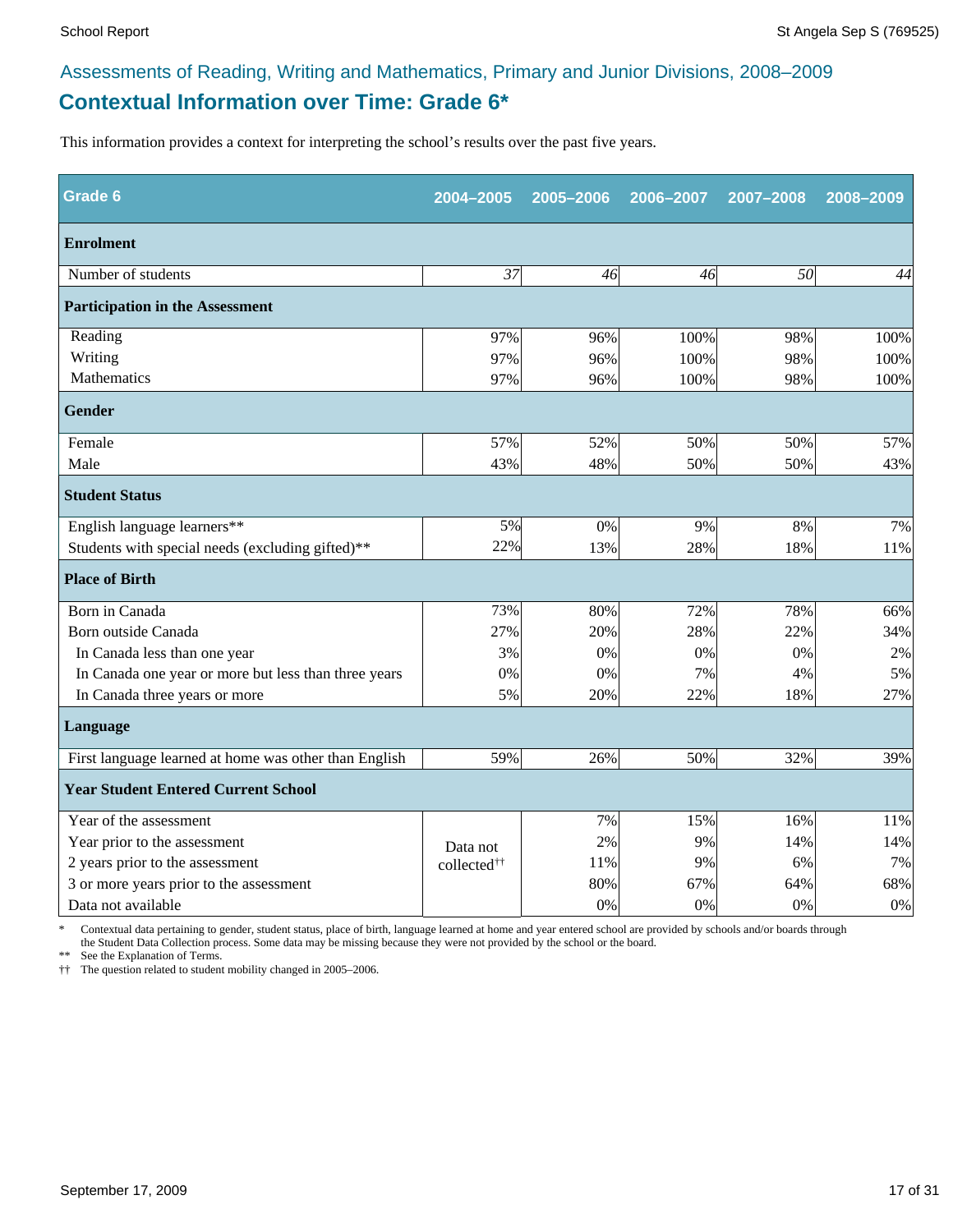Assessments of Reading, Writing and Mathematics, Primary and Junior Divisions, 2008–2009

## Contextual Information over Time: Grade 6*

This information provides a context for interpreting the school's results over the past five years.

| Grade 6 | 2004–2005 | 2005–2006 | 2006–2007 | 2007–2008 | 2008–2009 |
|---|---|---|---|---|---|
| **Enrolment** | | | | | |
| Number of students | *37* | *46* | *46* | *50* | *44* |
| **Participation in the Assessment** | | | | | |
| Reading | 97% | 96% | 100% | 98% | 100% |
| Writing | 97% | 96% | 100% | 98% | 100% |
| Mathematics | 97% | 96% | 100% | 98% | 100% |
| **Gender** | | | | | |
| Female | 57% | 52% | 50% | 50% | 57% |
| Male | 43% | 48% | 50% | 50% | 43% |
| **Student Status** | | | | | |
| English language learners** | 5% | 0% | 9% | 8% | 7% |
| Students with special needs (excluding gifted)** | 22% | 13% | 28% | 18% | 11% |
| **Place of Birth** | | | | | |
| Born in Canada | 73% | 80% | 72% | 78% | 66% |
| Born outside Canada | 27% | 20% | 28% | 22% | 34% |
| In Canada less than one year | 3% | 0% | 0% | 0% | 2% |
| In Canada one year or more but less than three years | 0% | 0% | 7% | 4% | 5% |
| In Canada three years or more | 5% | 20% | 22% | 18% | 27% |
| **Language** | | | | | |
| First language learned at home was other than English | 59% | 26% | 50% | 32% | 39% |
| **Year Student Entered Current School** | | | | | |
| Year of the assessment | Data not collected†† | 7% | 15% | 16% | 11% |
| Year prior to the assessment | | 2% | 9% | 14% | 14% |
| 2 years prior to the assessment | | 11% | 9% | 6% | 7% |
| 3 or more years prior to the assessment | | 80% | 67% | 64% | 68% |
| Data not available | | 0% | 0% | 0% | 0% |

\* Contextual data pertaining to gender, student status, place of birth, language learned at home and year entered school are provided by schools and/or boards through the Student Data Collection process. Some data may be missing because they were not provided by the school or the board.

** See the Explanation of Terms.

†† The question related to student mobility changed in 2005–2006.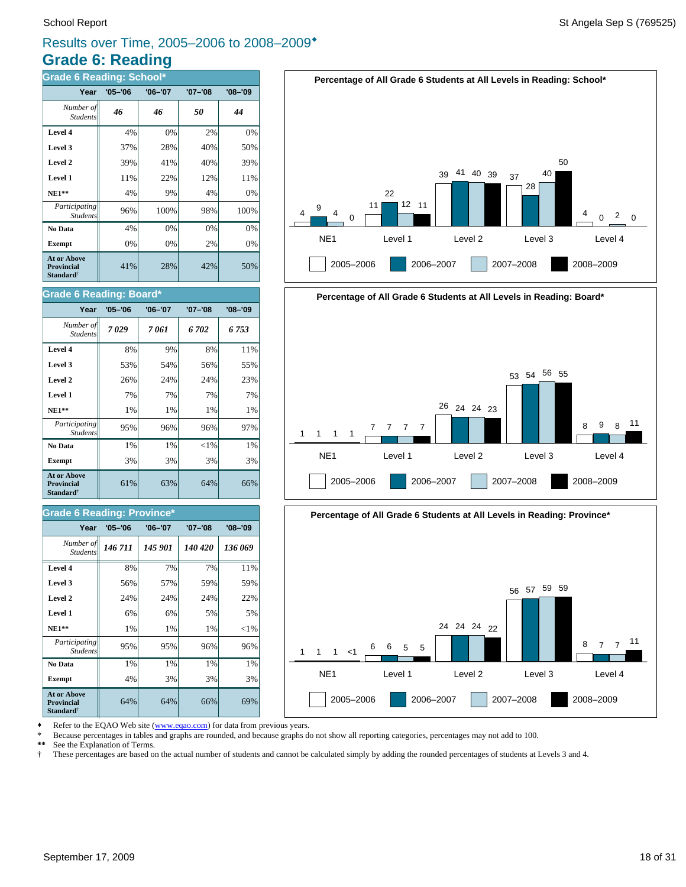# Results over Time, 2005–2006 to 2008–2009♦

## Grade 6: Reading

### Grade 6 Reading: School*

| Year | '05–'06 | '06–'07 | '07–'08 | '08–'09 |
|---|---|---|---|---|
| *Number of Students* | ***46*** | ***46*** | ***50*** | ***44*** |
| **Level 4** | 4% | 0% | 2% | 0% |
| **Level 3** | 37% | 28% | 40% | 50% |
| **Level 2** | 39% | 41% | 40% | 39% |
| **Level 1** | 11% | 22% | 12% | 11% |
| **NE1**** | 4% | 9% | 4% | 0% |
| *Participating Students* | 96% | 100% | 98% | 100% |
| **No Data** | 4% | 0% | 0% | 0% |
| **Exempt** | 0% | 0% | 2% | 0% |
| **At or Above Provincial Standard†** | 41% | 28% | 42% | 50% |

**Percentage of All Grade 6 Students at All Levels in Reading: School***

| | NE1 | Level 1 | Level 2 | Level 3 | Level 4 |
|---|---|---|---|---|---|
| 2005–2006 | 4 | 11 | 39 | 37 | 4 |
| 2006–2007 | 9 | 22 | 41 | 28 | 0 |
| 2007–2008 | 4 | 12 | 40 | 40 | 2 |
| 2008–2009 | 0 | 11 | 39 | 50 | 0 |

### Grade 6 Reading: Board*

| Year | '05–'06 | '06–'07 | '07–'08 | '08–'09 |
|---|---|---|---|---|
| *Number of Students* | ***7 029*** | ***7 061*** | ***6 702*** | ***6 753*** |
| **Level 4** | 8% | 9% | 8% | 11% |
| **Level 3** | 53% | 54% | 56% | 55% |
| **Level 2** | 26% | 24% | 24% | 23% |
| **Level 1** | 7% | 7% | 7% | 7% |
| **NE1**** | 1% | 1% | 1% | 1% |
| *Participating Students* | 95% | 96% | 96% | 97% |
| **No Data** | 1% | 1% | <1% | 1% |
| **Exempt** | 3% | 3% | 3% | 3% |
| **At or Above Provincial Standard†** | 61% | 63% | 64% | 66% |

**Percentage of All Grade 6 Students at All Levels in Reading: Board***

| | NE1 | Level 1 | Level 2 | Level 3 | Level 4 |
|---|---|---|---|---|---|
| 2005–2006 | 1 | 7 | 26 | 53 | 8 |
| 2006–2007 | 1 | 7 | 24 | 54 | 9 |
| 2007–2008 | 1 | 7 | 24 | 56 | 8 |
| 2008–2009 | 1 | 7 | 23 | 55 | 11 |

### Grade 6 Reading: Province*

| Year | '05–'06 | '06–'07 | '07–'08 | '08–'09 |
|---|---|---|---|---|
| *Number of Students* | ***146 711*** | ***145 901*** | ***140 420*** | ***136 069*** |
| **Level 4** | 8% | 7% | 7% | 11% |
| **Level 3** | 56% | 57% | 59% | 59% |
| **Level 2** | 24% | 24% | 24% | 22% |
| **Level 1** | 6% | 6% | 5% | 5% |
| **NE1**** | 1% | 1% | 1% | <1% |
| *Participating Students* | 95% | 95% | 96% | 96% |
| **No Data** | 1% | 1% | 1% | 1% |
| **Exempt** | 4% | 3% | 3% | 3% |
| **At or Above Provincial Standard†** | 64% | 64% | 66% | 69% |

**Percentage of All Grade 6 Students at All Levels in Reading: Province***

| | NE1 | Level 1 | Level 2 | Level 3 | Level 4 |
|---|---|---|---|---|---|
| 2005–2006 | 1 | 6 | 24 | 56 | 8 |
| 2006–2007 | 1 | 6 | 24 | 57 | 7 |
| 2007–2008 | 1 | 5 | 24 | 59 | 7 |
| 2008–2009 | <1 | 5 | 22 | 59 | 11 |

♦ Refer to the EQAO Web site (www.eqao.com) for data from previous years.
\* Because percentages in tables and graphs are rounded, and because graphs do not show all reporting categories, percentages may not add to 100.
** See the Explanation of Terms.
† These percentages are based on the actual number of students and cannot be calculated simply by adding the rounded percentages of students at Levels 3 and 4.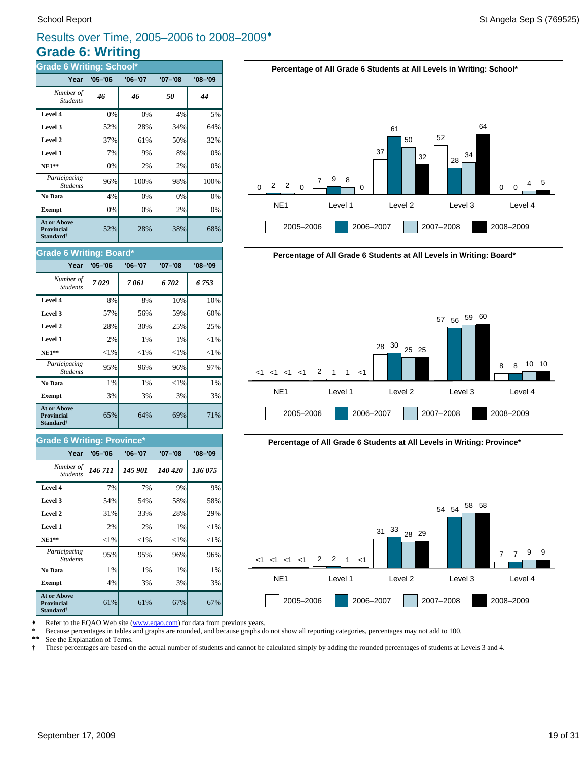Results over Time, 2005–2006 to 2008–2009♦

# Grade 6: Writing

## Grade 6 Writing: School*

| Year | '05–'06 | '06–'07 | '07–'08 | '08–'09 |
|---|---|---|---|---|
| *Number of Students* | *46* | *46* | *50* | *44* |
| **Level 4** | 0% | 0% | 4% | 5% |
| **Level 3** | 52% | 28% | 34% | 64% |
| **Level 2** | 37% | 61% | 50% | 32% |
| **Level 1** | 7% | 9% | 8% | 0% |
| **NE1**** | 0% | 2% | 2% | 0% |
| *Participating Students* | 96% | 100% | 98% | 100% |
| **No Data** | 4% | 0% | 0% | 0% |
| **Exempt** | 0% | 0% | 2% | 0% |
| **At or Above Provincial Standard†** | 52% | 28% | 38% | 68% |

**Percentage of All Grade 6 Students at All Levels in Writing: School***

| | 2005–2006 | 2006–2007 | 2007–2008 | 2008–2009 |
|---|---|---|---|---|
| NE1 | 0 | 2 | 2 | 0 |
| Level 1 | 7 | 9 | 8 | 0 |
| Level 2 | 37 | 61 | 50 | 32 |
| Level 3 | 52 | 28 | 34 | 64 |
| Level 4 | 0 | 0 | 4 | 5 |

## Grade 6 Writing: Board*

| Year | '05–'06 | '06–'07 | '07–'08 | '08–'09 |
|---|---|---|---|---|
| *Number of Students* | *7 029* | *7 061* | *6 702* | *6 753* |
| **Level 4** | 8% | 8% | 10% | 10% |
| **Level 3** | 57% | 56% | 59% | 60% |
| **Level 2** | 28% | 30% | 25% | 25% |
| **Level 1** | 2% | 1% | 1% | <1% |
| **NE1**** | <1% | <1% | <1% | <1% |
| *Participating Students* | 95% | 96% | 96% | 97% |
| **No Data** | 1% | 1% | <1% | 1% |
| **Exempt** | 3% | 3% | 3% | 3% |
| **At or Above Provincial Standard†** | 65% | 64% | 69% | 71% |

**Percentage of All Grade 6 Students at All Levels in Writing: Board***

| | 2005–2006 | 2006–2007 | 2007–2008 | 2008–2009 |
|---|---|---|---|---|
| NE1 | <1 | <1 | <1 | <1 |
| Level 1 | 2 | 1 | 1 | <1 |
| Level 2 | 28 | 30 | 25 | 25 |
| Level 3 | 57 | 56 | 59 | 60 |
| Level 4 | 8 | 8 | 10 | 10 |

## Grade 6 Writing: Province*

| Year | '05–'06 | '06–'07 | '07–'08 | '08–'09 |
|---|---|---|---|---|
| *Number of Students* | *146 711* | *145 901* | *140 420* | *136 075* |
| **Level 4** | 7% | 7% | 9% | 9% |
| **Level 3** | 54% | 54% | 58% | 58% |
| **Level 2** | 31% | 33% | 28% | 29% |
| **Level 1** | 2% | 2% | 1% | <1% |
| **NE1**** | <1% | <1% | <1% | <1% |
| *Participating Students* | 95% | 95% | 96% | 96% |
| **No Data** | 1% | 1% | 1% | 1% |
| **Exempt** | 4% | 3% | 3% | 3% |
| **At or Above Provincial Standard†** | 61% | 61% | 67% | 67% |

**Percentage of All Grade 6 Students at All Levels in Writing: Province***

| | 2005–2006 | 2006–2007 | 2007–2008 | 2008–2009 |
|---|---|---|---|---|
| NE1 | <1 | <1 | <1 | <1 |
| Level 1 | 2 | 2 | 1 | <1 |
| Level 2 | 31 | 33 | 28 | 29 |
| Level 3 | 54 | 54 | 58 | 58 |
| Level 4 | 7 | 7 | 9 | 9 |

♦ Refer to the EQAO Web site (www.eqao.com) for data from previous years.
* Because percentages in tables and graphs are rounded, and because graphs do not show all reporting categories, percentages may not add to 100.
** See the Explanation of Terms.
† These percentages are based on the actual number of students and cannot be calculated simply by adding the rounded percentages of students at Levels 3 and 4.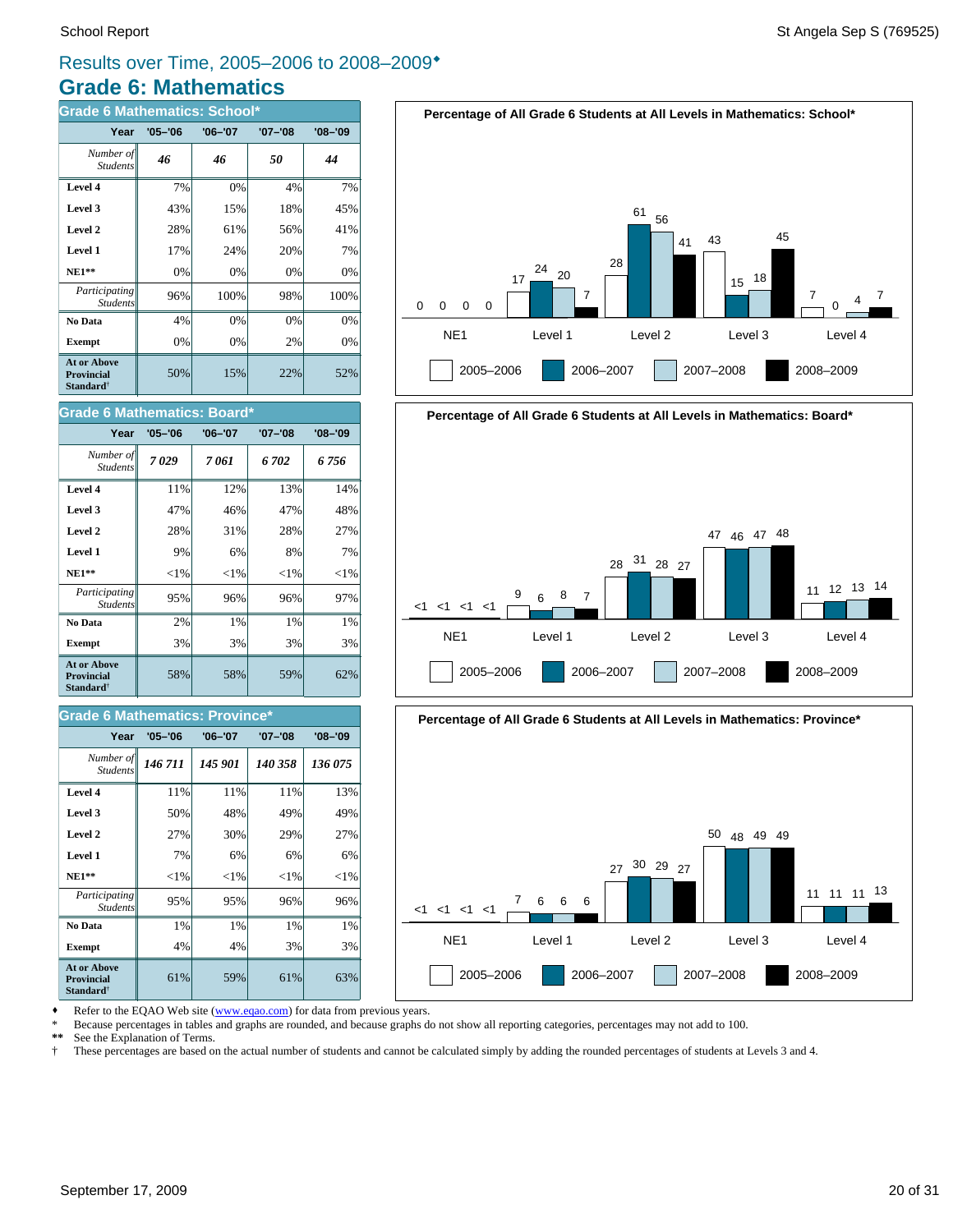## Results over Time, 2005–2006 to 2008–2009♦

# Grade 6: Mathematics

### Grade 6 Mathematics: School*

| Year | '05–'06 | '06–'07 | '07–'08 | '08–'09 |
|---|---|---|---|---|
| *Number of Students* | ***46*** | ***46*** | ***50*** | ***44*** |
| **Level 4** | 7% | 0% | 4% | 7% |
| **Level 3** | 43% | 15% | 18% | 45% |
| **Level 2** | 28% | 61% | 56% | 41% |
| **Level 1** | 17% | 24% | 20% | 7% |
| **NE1**** | 0% | 0% | 0% | 0% |
| *Participating Students* | 96% | 100% | 98% | 100% |
| **No Data** | 4% | 0% | 0% | 0% |
| **Exempt** | 0% | 0% | 2% | 0% |
| **At or Above Provincial Standard†** | 50% | 15% | 22% | 52% |

### Grade 6 Mathematics: Board*

| Year | '05–'06 | '06–'07 | '07–'08 | '08–'09 |
|---|---|---|---|---|
| *Number of Students* | ***7 029*** | ***7 061*** | ***6 702*** | ***6 756*** |
| **Level 4** | 11% | 12% | 13% | 14% |
| **Level 3** | 47% | 46% | 47% | 48% |
| **Level 2** | 28% | 31% | 28% | 27% |
| **Level 1** | 9% | 6% | 8% | 7% |
| **NE1**** | <1% | <1% | <1% | <1% |
| *Participating Students* | 95% | 96% | 96% | 97% |
| **No Data** | 2% | 1% | 1% | 1% |
| **Exempt** | 3% | 3% | 3% | 3% |
| **At or Above Provincial Standard†** | 58% | 58% | 59% | 62% |

### Grade 6 Mathematics: Province*

| Year | '05–'06 | '06–'07 | '07–'08 | '08–'09 |
|---|---|---|---|---|
| *Number of Students* | ***146 711*** | ***145 901*** | ***140 358*** | ***136 075*** |
| **Level 4** | 11% | 11% | 11% | 13% |
| **Level 3** | 50% | 48% | 49% | 49% |
| **Level 2** | 27% | 30% | 29% | 27% |
| **Level 1** | 7% | 6% | 6% | 6% |
| **NE1**** | <1% | <1% | <1% | <1% |
| *Participating Students* | 95% | 95% | 96% | 96% |
| **No Data** | 1% | 1% | 1% | 1% |
| **Exempt** | 4% | 4% | 3% | 3% |
| **At or Above Provincial Standard†** | 61% | 59% | 61% | 63% |

**Percentage of All Grade 6 Students at All Levels in Mathematics: School***

| | NE1 | Level 1 | Level 2 | Level 3 | Level 4 |
|---|---|---|---|---|---|
| 2005–2006 | 0 | 17 | 28 | 43 | 7 |
| 2006–2007 | 0 | 24 | 61 | 15 | 0 |
| 2007–2008 | 0 | 20 | 56 | 18 | 4 |
| 2008–2009 | 0 | 7 | 41 | 45 | 7 |

**Percentage of All Grade 6 Students at All Levels in Mathematics: Board***

| | NE1 | Level 1 | Level 2 | Level 3 | Level 4 |
|---|---|---|---|---|---|
| 2005–2006 | <1 | 9 | 28 | 47 | 11 |
| 2006–2007 | <1 | 6 | 31 | 46 | 12 |
| 2007–2008 | <1 | 8 | 28 | 47 | 13 |
| 2008–2009 | <1 | 7 | 27 | 48 | 14 |

**Percentage of All Grade 6 Students at All Levels in Mathematics: Province***

| | NE1 | Level 1 | Level 2 | Level 3 | Level 4 |
|---|---|---|---|---|---|
| 2005–2006 | <1 | 7 | 27 | 50 | 11 |
| 2006–2007 | <1 | 6 | 30 | 48 | 11 |
| 2007–2008 | <1 | 6 | 29 | 49 | 11 |
| 2008–2009 | <1 | 6 | 27 | 49 | 13 |

♦ Refer to the EQAO Web site (www.eqao.com) for data from previous years.
\* Because percentages in tables and graphs are rounded, and because graphs do not show all reporting categories, percentages may not add to 100.
** See the Explanation of Terms.
† These percentages are based on the actual number of students and cannot be calculated simply by adding the rounded percentages of students at Levels 3 and 4.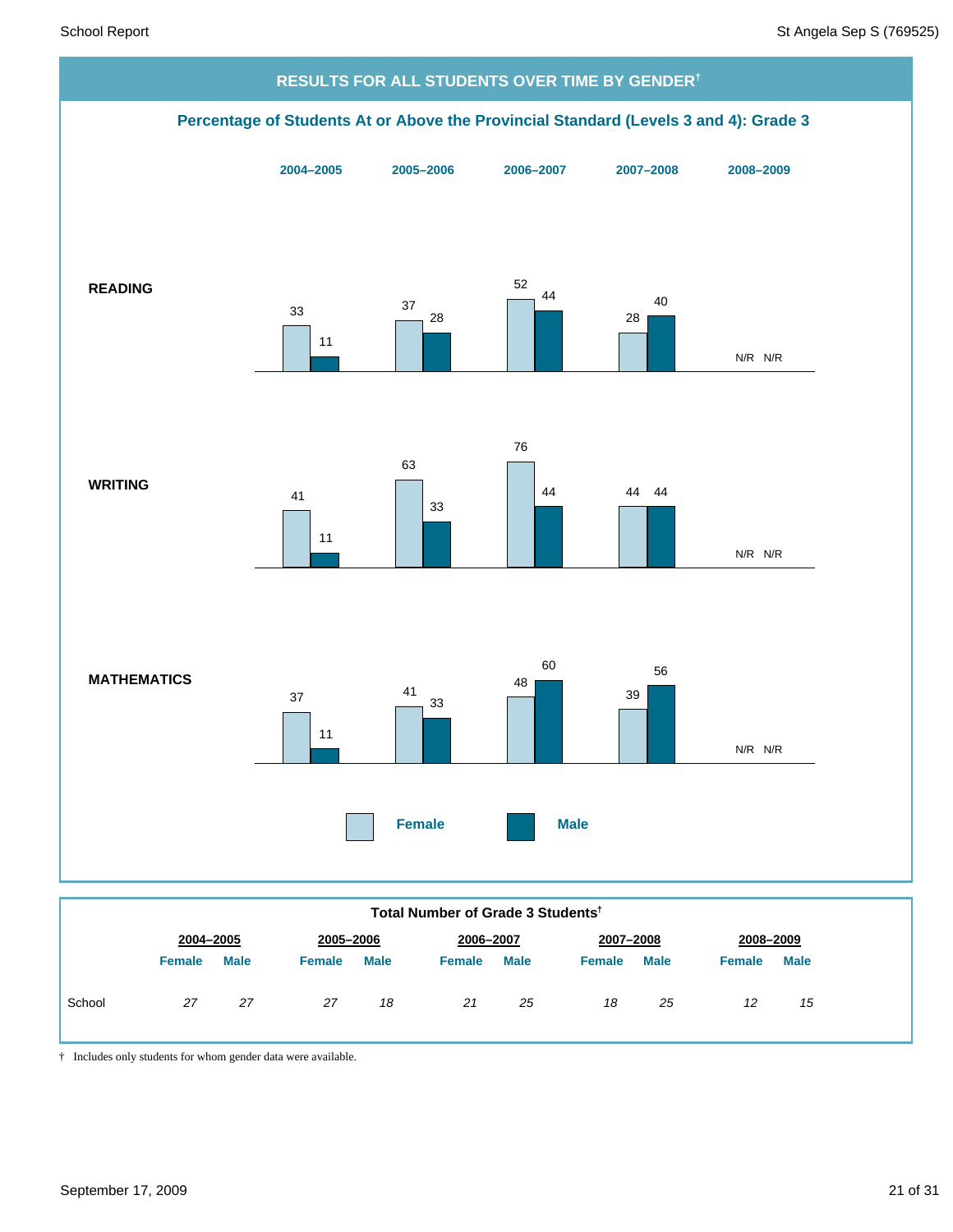## RESULTS FOR ALL STUDENTS OVER TIME BY GENDER†

### Percentage of Students At or Above the Provincial Standard (Levels 3 and 4): Grade 3

| | 2004–2005 Female | 2004–2005 Male | 2005–2006 Female | 2005–2006 Male | 2006–2007 Female | 2006–2007 Male | 2007–2008 Female | 2007–2008 Male | 2008–2009 Female | 2008–2009 Male |
|---|---|---|---|---|---|---|---|---|---|---|
| **READING** | 33 | 11 | 37 | 28 | 52 | 44 | 28 | 40 | N/R | N/R |
| **WRITING** | 41 | 11 | 63 | 33 | 76 | 44 | 44 | 44 | N/R | N/R |
| **MATHEMATICS** | 37 | 11 | 41 | 33 | 48 | 60 | 39 | 56 | N/R | N/R |

### Total Number of Grade 3 Students†

| | 2004–2005 | | 2005–2006 | | 2006–2007 | | 2007–2008 | | 2008–2009 | |
|---|---|---|---|---|---|---|---|---|---|---|
| | Female | Male | Female | Male | Female | Male | Female | Male | Female | Male |
| School | *27* | *27* | *27* | *18* | *21* | *25* | *18* | *25* | *12* | *15* |

† Includes only students for whom gender data were available.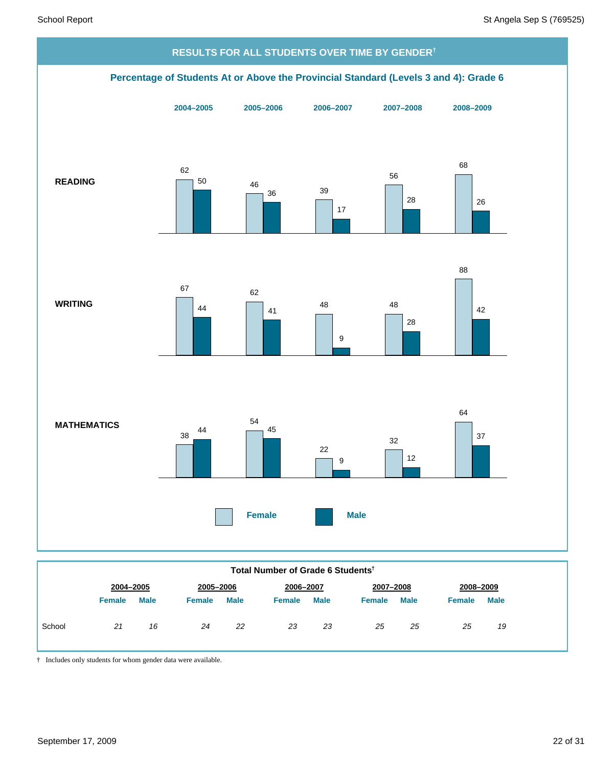## RESULTS FOR ALL STUDENTS OVER TIME BY GENDER†

### Percentage of Students At or Above the Provincial Standard (Levels 3 and 4): Grade 6

| | 2004–2005 | | 2005–2006 | | 2006–2007 | | 2007–2008 | | 2008–2009 | |
|---|---|---|---|---|---|---|---|---|---|---|
| | Female | Male | Female | Male | Female | Male | Female | Male | Female | Male |
| **READING** | 62 | 50 | 46 | 36 | 39 | 17 | 56 | 28 | 68 | 26 |
| **WRITING** | 67 | 44 | 62 | 41 | 48 | 9 | 48 | 28 | 88 | 42 |
| **MATHEMATICS** | 38 | 44 | 54 | 45 | 22 | 9 | 32 | 12 | 64 | 37 |

### Total Number of Grade 6 Students†

| | 2004–2005 | | 2005–2006 | | 2006–2007 | | 2007–2008 | | 2008–2009 | |
|---|---|---|---|---|---|---|---|---|---|---|
| | Female | Male | Female | Male | Female | Male | Female | Male | Female | Male |
| School | *21* | *16* | *24* | *22* | *23* | *23* | *25* | *25* | *25* | *19* |

† Includes only students for whom gender data were available.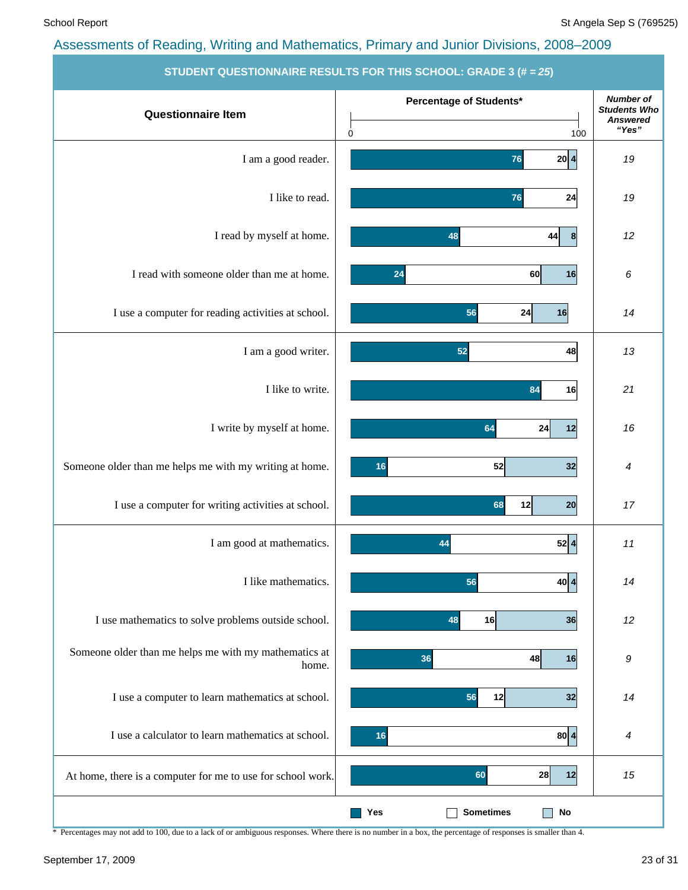## Assessments of Reading, Writing and Mathematics, Primary and Junior Divisions, 2008–2009

**STUDENT QUESTIONNAIRE RESULTS FOR THIS SCHOOL: GRADE 3 (*# = 25*)**

| Questionnaire Item | Yes (%) | Sometimes (%) | No (%) | Number of Students Who Answered "Yes" |
|---|---|---|---|---|
| I am a good reader. | 76 | 20 | 4 | 19 |
| I like to read. | 76 | 24 | | 19 |
| I read by myself at home. | 48 | 44 | 8 | 12 |
| I read with someone older than me at home. | 24 | 60 | 16 | 6 |
| I use a computer for reading activities at school. | 56 | 24 | 16 | 14 |
| I am a good writer. | 52 | 48 | | 13 |
| I like to write. | 84 | 16 | | 21 |
| I write by myself at home. | 64 | 24 | 12 | 16 |
| Someone older than me helps me with my writing at home. | 16 | 52 | 32 | 4 |
| I use a computer for writing activities at school. | 68 | 12 | 20 | 17 |
| I am good at mathematics. | 44 | 52 | 4 | 11 |
| I like mathematics. | 56 | 40 | 4 | 14 |
| I use mathematics to solve problems outside school. | 48 | 16 | 36 | 12 |
| Someone older than me helps me with my mathematics at home. | 36 | 48 | 16 | 9 |
| I use a computer to learn mathematics at school. | 56 | 12 | 32 | 14 |
| I use a calculator to learn mathematics at school. | 16 | 80 | 4 | 4 |
| At home, there is a computer for me to use for school work. | 60 | 28 | 12 | 15 |

Percentage of Students* (0–100)

\* Percentages may not add to 100, due to a lack of or ambiguous responses. Where there is no number in a box, the percentage of responses is smaller than 4.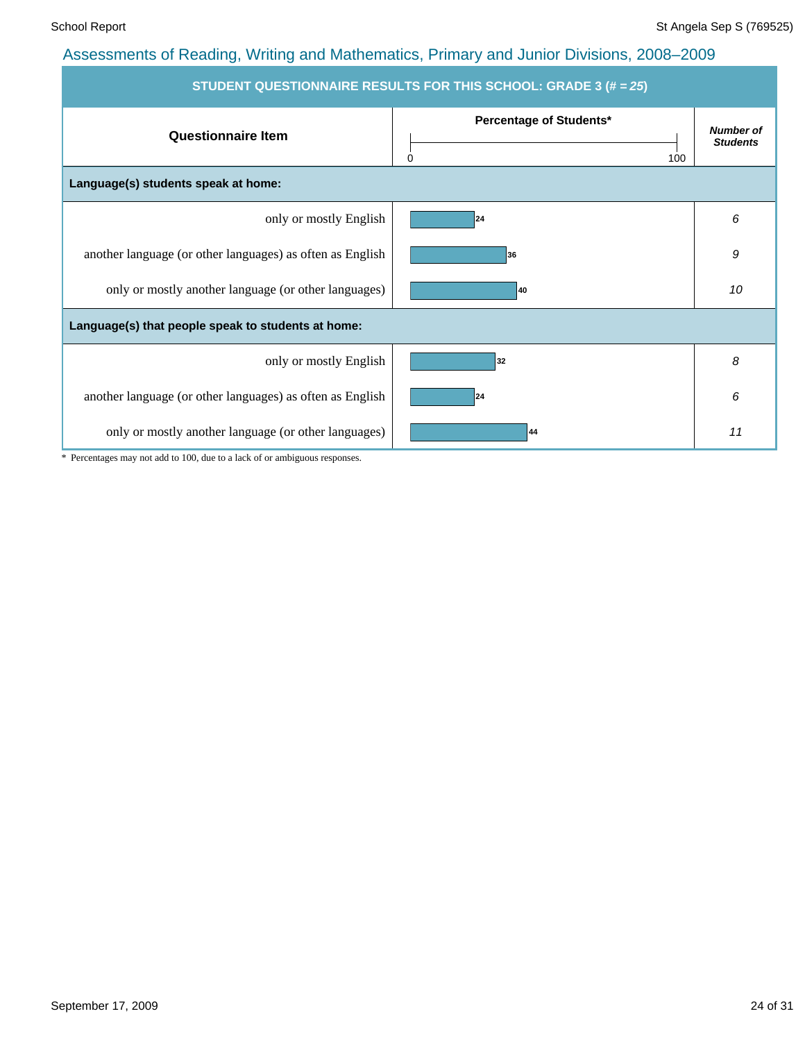## Assessments of Reading, Writing and Mathematics, Primary and Junior Divisions, 2008–2009

| STUDENT QUESTIONNAIRE RESULTS FOR THIS SCHOOL: GRADE 3 (# = *25*) | | |
|---|---|---|
| **Questionnaire Item** | **Percentage of Students*** (0–100) | ***Number of Students*** |
| **Language(s) students speak at home:** | | |
| only or mostly English | 24 | *6* |
| another language (or other languages) as often as English | 36 | *9* |
| only or mostly another language (or other languages) | 40 | *10* |
| **Language(s) that people speak to students at home:** | | |
| only or mostly English | 32 | *8* |
| another language (or other languages) as often as English | 24 | *6* |
| only or mostly another language (or other languages) | 44 | *11* |

\* Percentages may not add to 100, due to a lack of or ambiguous responses.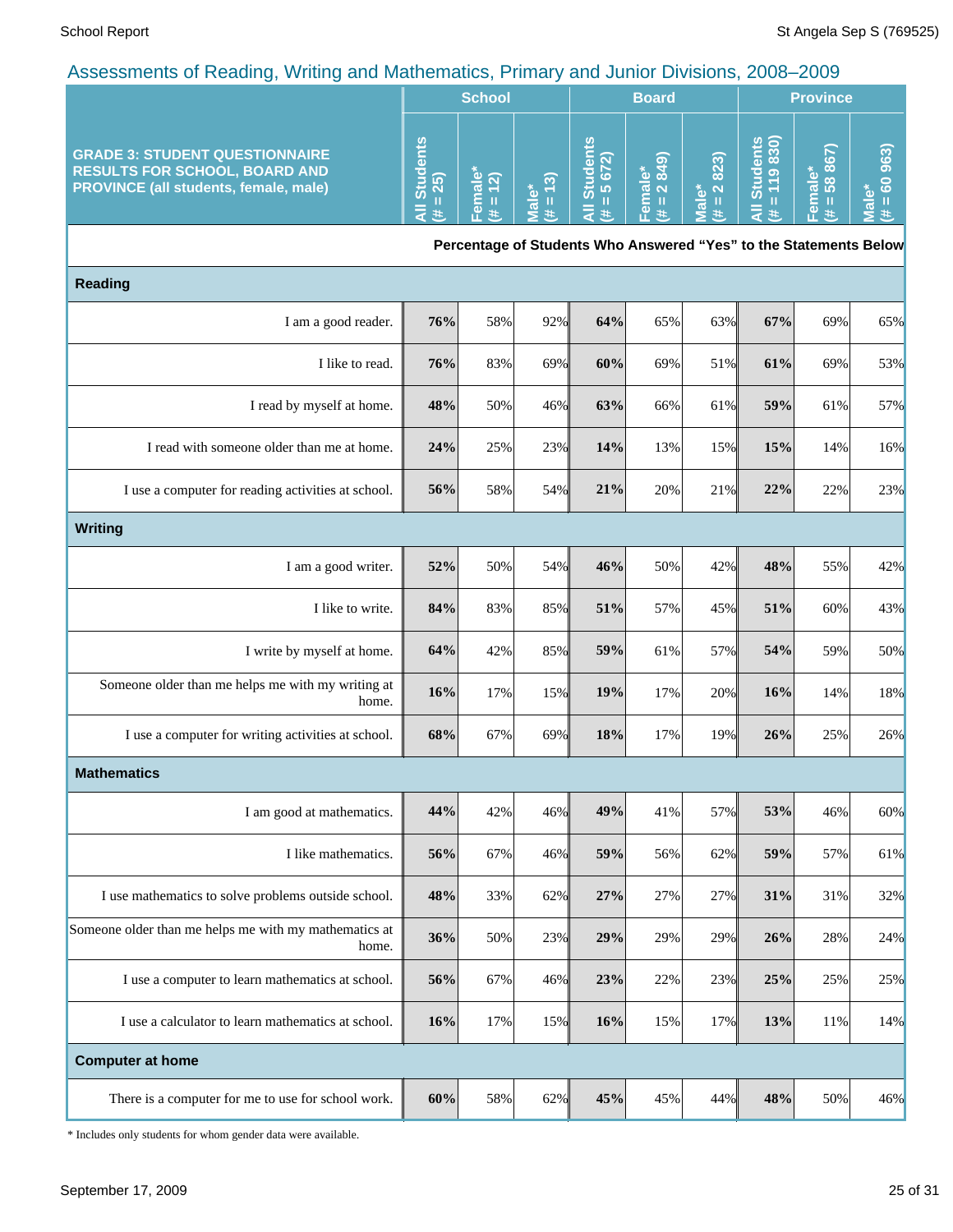## Assessments of Reading, Writing and Mathematics, Primary and Junior Divisions, 2008–2009

| GRADE 3: STUDENT QUESTIONNAIRE RESULTS FOR SCHOOL, BOARD AND PROVINCE (all students, female, male) | School | | | Board | | | Province | | |
|---|---|---|---|---|---|---|---|---|---|
| | All Students (# = 25) | Female* (# = 12) | Male* (# = 13) | All Students (# = 5 672) | Female* (# = 2 849) | Male* (# = 2 823) | All Students (# = 119 830) | Female* (# = 58 867) | Male* (# = 60 963) |
| | Percentage of Students Who Answered "Yes" to the Statements Below | | | | | | | | |
| **Reading** | | | | | | | | | |
| I am a good reader. | **76%** | 58% | 92% | **64%** | 65% | 63% | **67%** | 69% | 65% |
| I like to read. | **76%** | 83% | 69% | **60%** | 69% | 51% | **61%** | 69% | 53% |
| I read by myself at home. | **48%** | 50% | 46% | **63%** | 66% | 61% | **59%** | 61% | 57% |
| I read with someone older than me at home. | **24%** | 25% | 23% | **14%** | 13% | 15% | **15%** | 14% | 16% |
| I use a computer for reading activities at school. | **56%** | 58% | 54% | **21%** | 20% | 21% | **22%** | 22% | 23% |
| **Writing** | | | | | | | | | |
| I am a good writer. | **52%** | 50% | 54% | **46%** | 50% | 42% | **48%** | 55% | 42% |
| I like to write. | **84%** | 83% | 85% | **51%** | 57% | 45% | **51%** | 60% | 43% |
| I write by myself at home. | **64%** | 42% | 85% | **59%** | 61% | 57% | **54%** | 59% | 50% |
| Someone older than me helps me with my writing at home. | **16%** | 17% | 15% | **19%** | 17% | 20% | **16%** | 14% | 18% |
| I use a computer for writing activities at school. | **68%** | 67% | 69% | **18%** | 17% | 19% | **26%** | 25% | 26% |
| **Mathematics** | | | | | | | | | |
| I am good at mathematics. | **44%** | 42% | 46% | **49%** | 41% | 57% | **53%** | 46% | 60% |
| I like mathematics. | **56%** | 67% | 46% | **59%** | 56% | 62% | **59%** | 57% | 61% |
| I use mathematics to solve problems outside school. | **48%** | 33% | 62% | **27%** | 27% | 27% | **31%** | 31% | 32% |
| Someone older than me helps me with my mathematics at home. | **36%** | 50% | 23% | **29%** | 29% | 29% | **26%** | 28% | 24% |
| I use a computer to learn mathematics at school. | **56%** | 67% | 46% | **23%** | 22% | 23% | **25%** | 25% | 25% |
| I use a calculator to learn mathematics at school. | **16%** | 17% | 15% | **16%** | 15% | 17% | **13%** | 11% | 14% |
| **Computer at home** | | | | | | | | | |
| There is a computer for me to use for school work. | **60%** | 58% | 62% | **45%** | 45% | 44% | **48%** | 50% | 46% |

* Includes only students for whom gender data were available.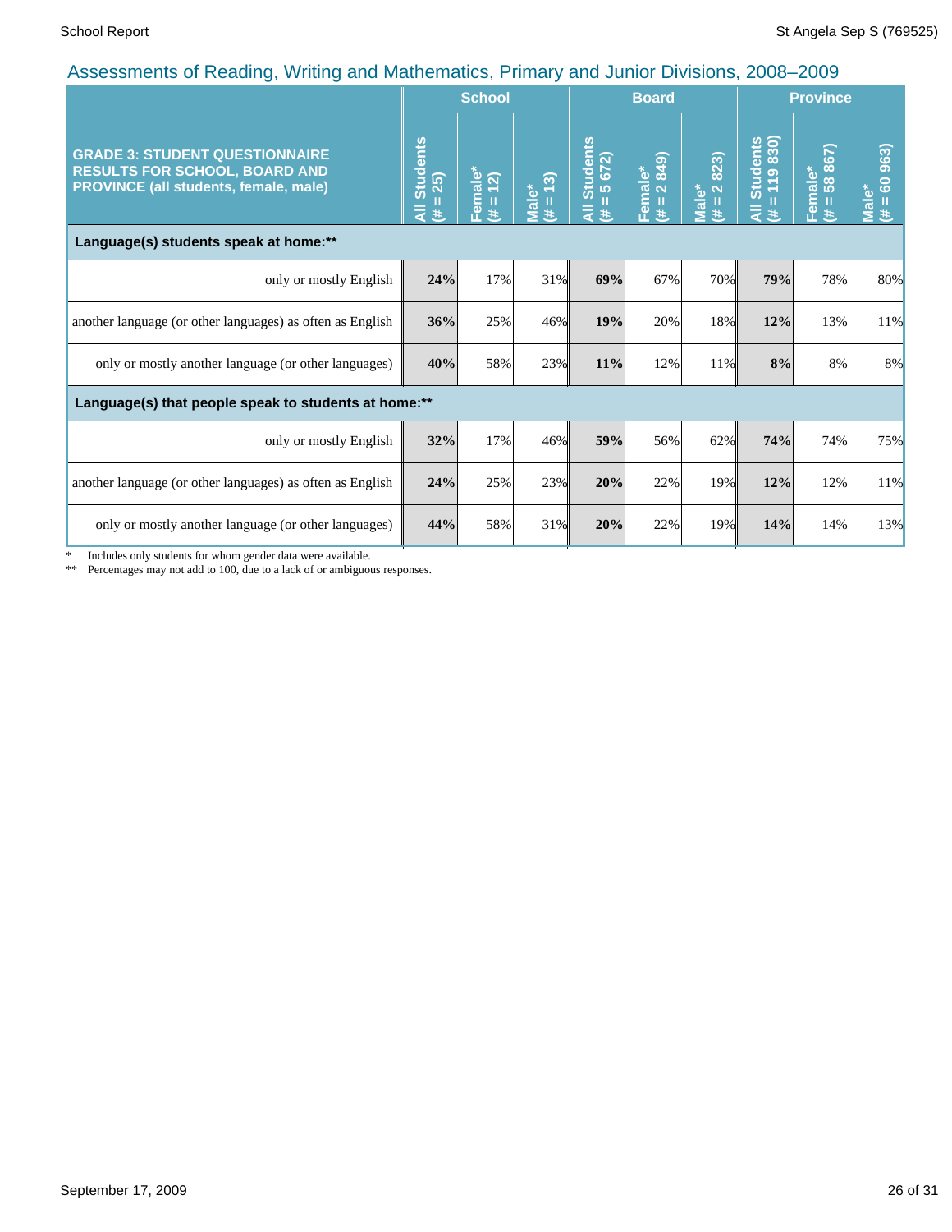## Assessments of Reading, Writing and Mathematics, Primary and Junior Divisions, 2008–2009

| GRADE 3: STUDENT QUESTIONNAIRE RESULTS FOR SCHOOL, BOARD AND PROVINCE (all students, female, male) | School | | | Board | | | Province | | |
|---|---|---|---|---|---|---|---|---|---|
| | All Students (# = 25) | Female* (# = 12) | Male* (# = 13) | All Students (# = 5 672) | Female* (# = 2 849) | Male* (# = 2 823) | All Students (# = 119 830) | Female* (# = 58 867) | Male* (# = 60 963) |
| **Language(s) students speak at home:**** | | | | | | | | | |
| only or mostly English | **24%** | 17% | 31% | **69%** | 67% | 70% | **79%** | 78% | 80% |
| another language (or other languages) as often as English | **36%** | 25% | 46% | **19%** | 20% | 18% | **12%** | 13% | 11% |
| only or mostly another language (or other languages) | **40%** | 58% | 23% | **11%** | 12% | 11% | **8%** | 8% | 8% |
| **Language(s) that people speak to students at home:**** | | | | | | | | | |
| only or mostly English | **32%** | 17% | 46% | **59%** | 56% | 62% | **74%** | 74% | 75% |
| another language (or other languages) as often as English | **24%** | 25% | 23% | **20%** | 22% | 19% | **12%** | 12% | 11% |
| only or mostly another language (or other languages) | **44%** | 58% | 31% | **20%** | 22% | 19% | **14%** | 14% | 13% |

\* Includes only students for whom gender data were available.

\*\* Percentages may not add to 100, due to a lack of or ambiguous responses.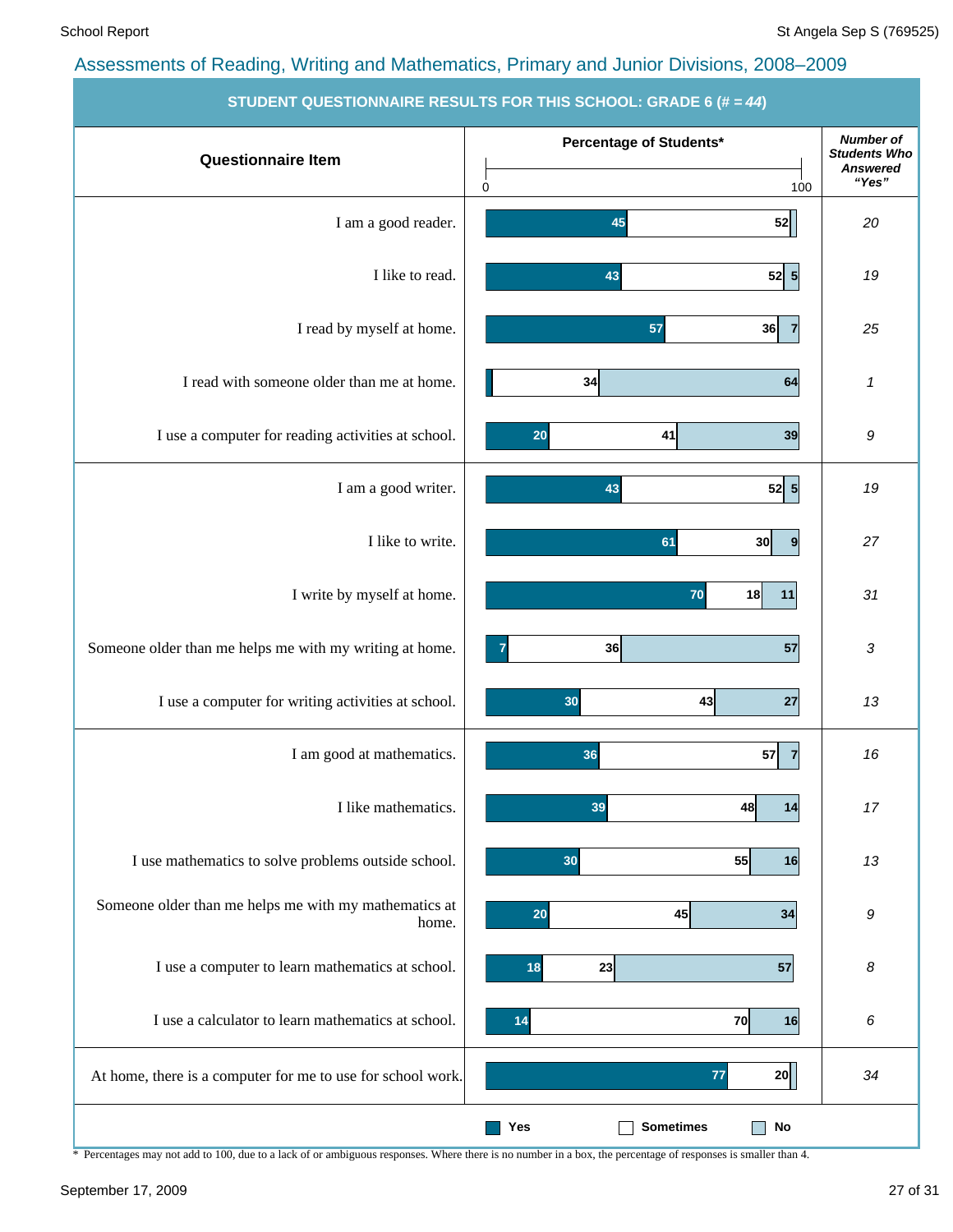## Assessments of Reading, Writing and Mathematics, Primary and Junior Divisions, 2008–2009

**STUDENT QUESTIONNAIRE RESULTS FOR THIS SCHOOL: GRADE 6 (# = *44*)**

| Questionnaire Item | Yes (%) | Sometimes (%) | No (%) | Number of Students Who Answered "Yes" |
|---|---|---|---|---|
| I am a good reader. | 45 | 52 | | 20 |
| I like to read. | 43 | 52 | 5 | 19 |
| I read by myself at home. | 57 | 36 | 7 | 25 |
| I read with someone older than me at home. | | 34 | 64 | 1 |
| I use a computer for reading activities at school. | 20 | 41 | 39 | 9 |
| I am a good writer. | 43 | 52 | 5 | 19 |
| I like to write. | 61 | 30 | 9 | 27 |
| I write by myself at home. | 70 | 18 | 11 | 31 |
| Someone older than me helps me with my writing at home. | 7 | 36 | 57 | 3 |
| I use a computer for writing activities at school. | 30 | 43 | 27 | 13 |
| I am good at mathematics. | 36 | 57 | 7 | 16 |
| I like mathematics. | 39 | 48 | 14 | 17 |
| I use mathematics to solve problems outside school. | 30 | 55 | 16 | 13 |
| Someone older than me helps me with my mathematics at home. | 20 | 45 | 34 | 9 |
| I use a computer to learn mathematics at school. | 18 | 23 | 57 | 8 |
| I use a calculator to learn mathematics at school. | 14 | 70 | 16 | 6 |
| At home, there is a computer for me to use for school work. | 77 | 20 | | 34 |

\* Percentages may not add to 100, due to a lack of or ambiguous responses. Where there is no number in a box, the percentage of responses is smaller than 4.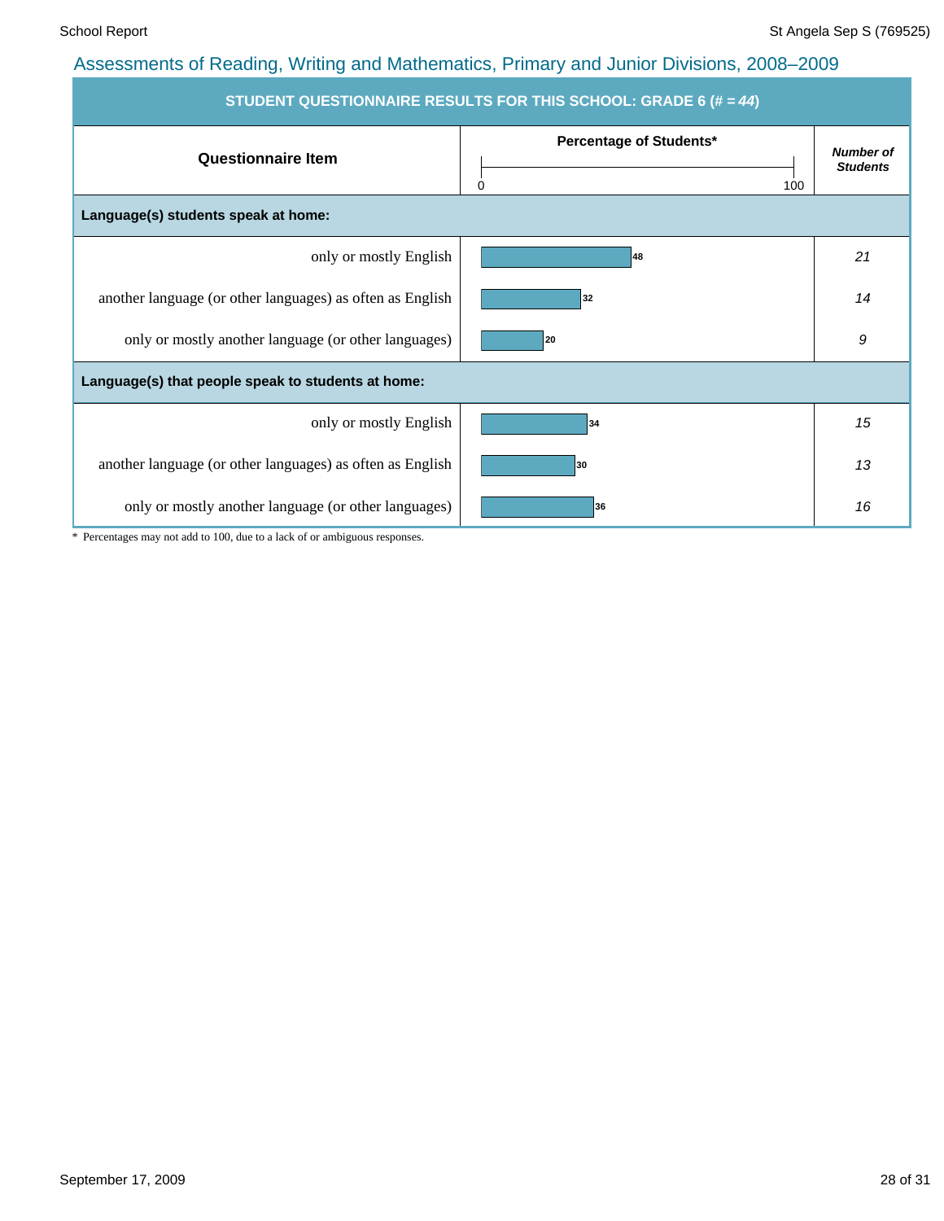## Assessments of Reading, Writing and Mathematics, Primary and Junior Divisions, 2008–2009

**STUDENT QUESTIONNAIRE RESULTS FOR THIS SCHOOL: GRADE 6 (# = *44*)**

| Questionnaire Item | Percentage of Students* (0–100) | *Number of Students* |
|---|---|---|
| **Language(s) students speak at home:** | | |
| only or mostly English | 48 | *21* |
| another language (or other languages) as often as English | 32 | *14* |
| only or mostly another language (or other languages) | 20 | *9* |
| **Language(s) that people speak to students at home:** | | |
| only or mostly English | 34 | *15* |
| another language (or other languages) as often as English | 30 | *13* |
| only or mostly another language (or other languages) | 36 | *16* |

\* Percentages may not add to 100, due to a lack of or ambiguous responses.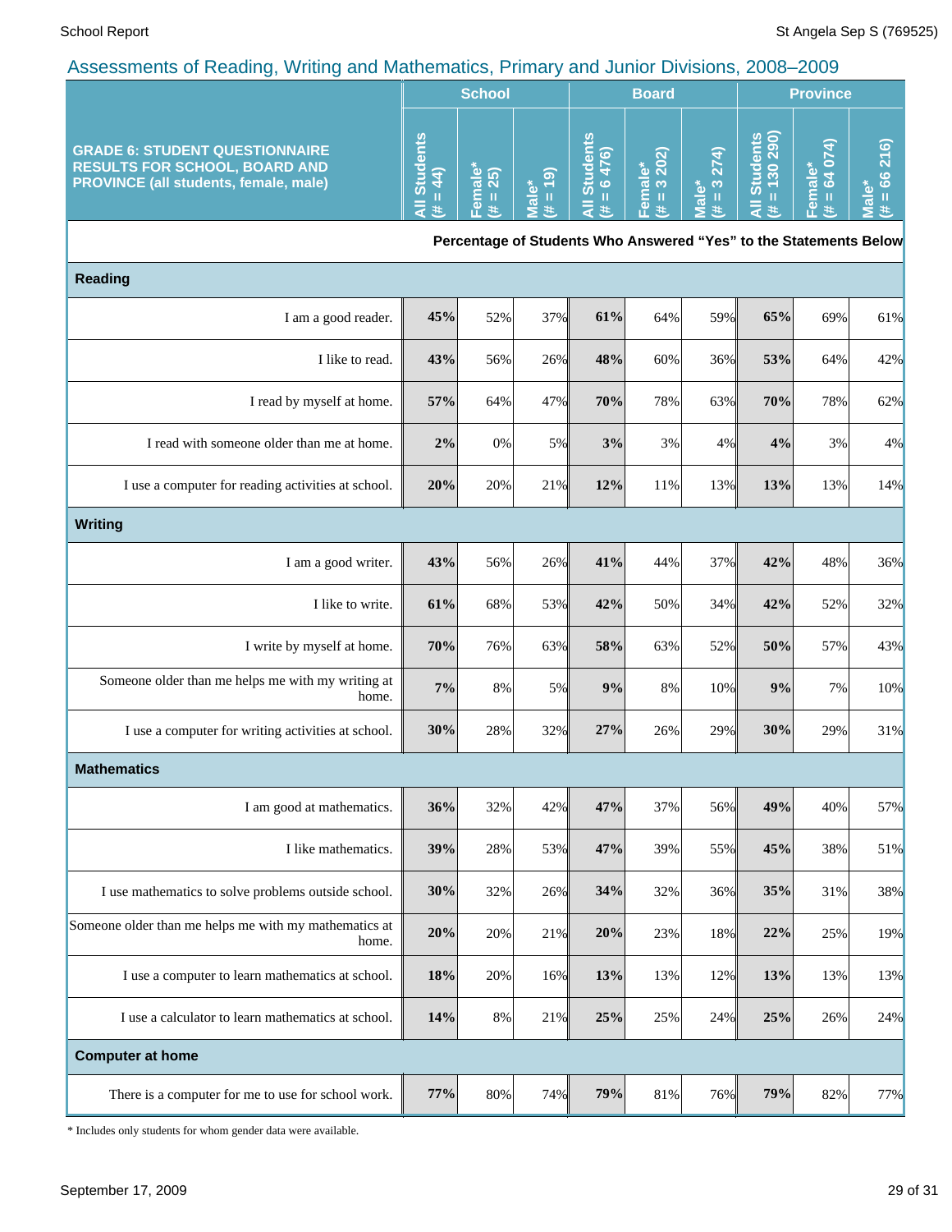## Assessments of Reading, Writing and Mathematics, Primary and Junior Divisions, 2008–2009

| GRADE 6: STUDENT QUESTIONNAIRE RESULTS FOR SCHOOL, BOARD AND PROVINCE (all students, female, male) | School | | | Board | | | Province | | |
|---|---|---|---|---|---|---|---|---|---|
| | All Students (# = 44) | Female* (# = 25) | Male* (# = 19) | All Students (# = 6 476) | Female* (# = 3 202) | Male* (# = 3 274) | All Students (# = 130 290) | Female* (# = 64 074) | Male* (# = 66 216) |
| | **Percentage of Students Who Answered "Yes" to the Statements Below** | | | | | | | | |
| **Reading** | | | | | | | | | |
| I am a good reader. | **45%** | 52% | 37% | **61%** | 64% | 59% | **65%** | 69% | 61% |
| I like to read. | **43%** | 56% | 26% | **48%** | 60% | 36% | **53%** | 64% | 42% |
| I read by myself at home. | **57%** | 64% | 47% | **70%** | 78% | 63% | **70%** | 78% | 62% |
| I read with someone older than me at home. | **2%** | 0% | 5% | **3%** | 3% | 4% | **4%** | 3% | 4% |
| I use a computer for reading activities at school. | **20%** | 20% | 21% | **12%** | 11% | 13% | **13%** | 13% | 14% |
| **Writing** | | | | | | | | | |
| I am a good writer. | **43%** | 56% | 26% | **41%** | 44% | 37% | **42%** | 48% | 36% |
| I like to write. | **61%** | 68% | 53% | **42%** | 50% | 34% | **42%** | 52% | 32% |
| I write by myself at home. | **70%** | 76% | 63% | **58%** | 63% | 52% | **50%** | 57% | 43% |
| Someone older than me helps me with my writing at home. | **7%** | 8% | 5% | **9%** | 8% | 10% | **9%** | 7% | 10% |
| I use a computer for writing activities at school. | **30%** | 28% | 32% | **27%** | 26% | 29% | **30%** | 29% | 31% |
| **Mathematics** | | | | | | | | | |
| I am good at mathematics. | **36%** | 32% | 42% | **47%** | 37% | 56% | **49%** | 40% | 57% |
| I like mathematics. | **39%** | 28% | 53% | **47%** | 39% | 55% | **45%** | 38% | 51% |
| I use mathematics to solve problems outside school. | **30%** | 32% | 26% | **34%** | 32% | 36% | **35%** | 31% | 38% |
| Someone older than me helps me with my mathematics at home. | **20%** | 20% | 21% | **20%** | 23% | 18% | **22%** | 25% | 19% |
| I use a computer to learn mathematics at school. | **18%** | 20% | 16% | **13%** | 13% | 12% | **13%** | 13% | 13% |
| I use a calculator to learn mathematics at school. | **14%** | 8% | 21% | **25%** | 25% | 24% | **25%** | 26% | 24% |
| **Computer at home** | | | | | | | | | |
| There is a computer for me to use for school work. | **77%** | 80% | 74% | **79%** | 81% | 76% | **79%** | 82% | 77% |

* Includes only students for whom gender data were available.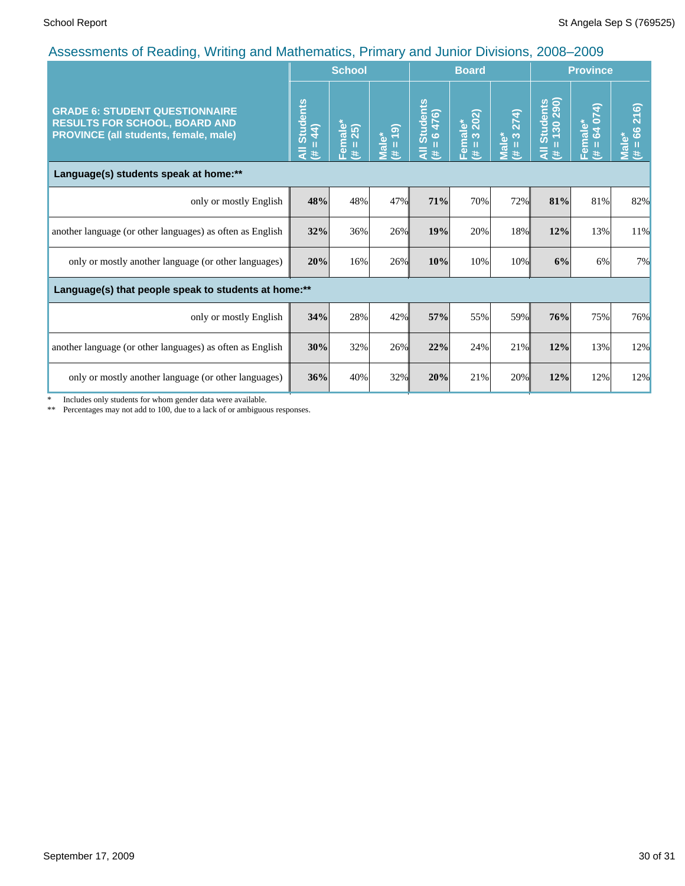## Assessments of Reading, Writing and Mathematics, Primary and Junior Divisions, 2008–2009

| GRADE 6: STUDENT QUESTIONNAIRE RESULTS FOR SCHOOL, BOARD AND PROVINCE (all students, female, male) | School | | | Board | | | Province | | |
|---|---|---|---|---|---|---|---|---|---|
| | All Students (# = 44) | Female* (# = 25) | Male* (# = 19) | All Students (# = 6 476) | Female* (# = 3 202) | Male* (# = 3 274) | All Students (# = 130 290) | Female* (# = 64 074) | Male* (# = 66 216) |
| **Language(s) students speak at home:\*\*** | | | | | | | | | |
| only or mostly English | **48%** | 48% | 47% | **71%** | 70% | 72% | **81%** | 81% | 82% |
| another language (or other languages) as often as English | **32%** | 36% | 26% | **19%** | 20% | 18% | **12%** | 13% | 11% |
| only or mostly another language (or other languages) | **20%** | 16% | 26% | **10%** | 10% | 10% | **6%** | 6% | 7% |
| **Language(s) that people speak to students at home:\*\*** | | | | | | | | | |
| only or mostly English | **34%** | 28% | 42% | **57%** | 55% | 59% | **76%** | 75% | 76% |
| another language (or other languages) as often as English | **30%** | 32% | 26% | **22%** | 24% | 21% | **12%** | 13% | 12% |
| only or mostly another language (or other languages) | **36%** | 40% | 32% | **20%** | 21% | 20% | **12%** | 12% | 12% |

\* Includes only students for whom gender data were available.

\*\* Percentages may not add to 100, due to a lack of or ambiguous responses.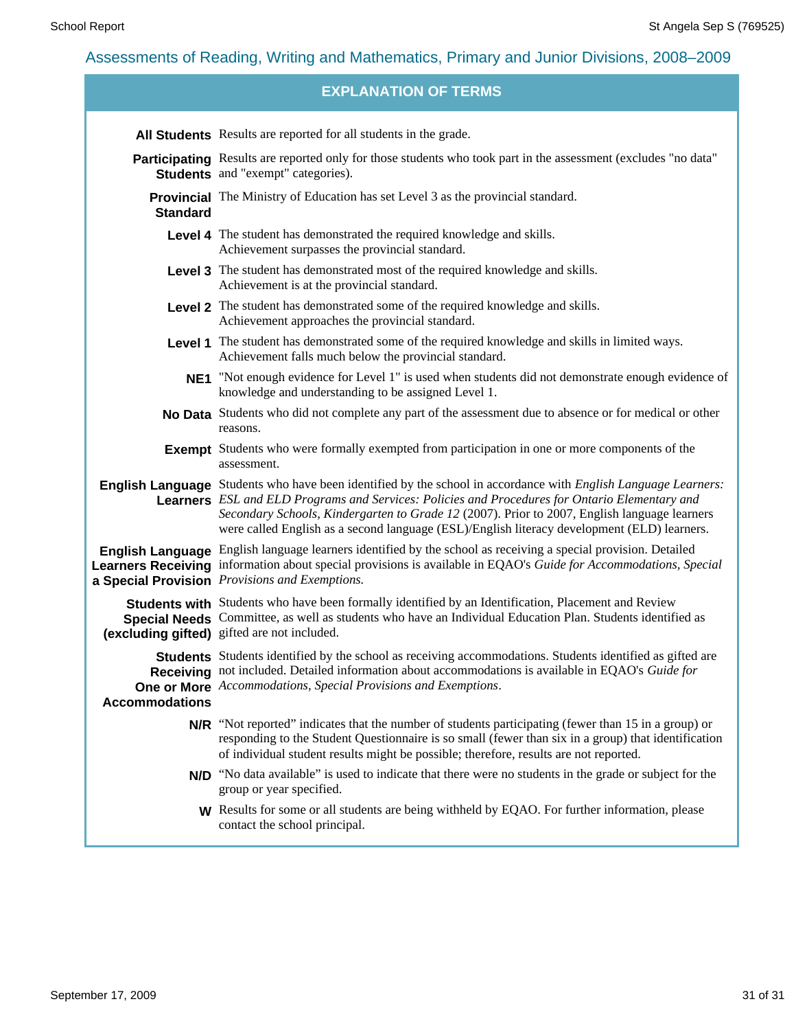## Assessments of Reading, Writing and Mathematics, Primary and Junior Divisions, 2008–2009

### EXPLANATION OF TERMS

**All Students** Results are reported for all students in the grade.

**Participating Students** Results are reported only for those students who took part in the assessment (excludes "no data" and "exempt" categories).

**Provincial Standard** The Ministry of Education has set Level 3 as the provincial standard.

**Level 4** The student has demonstrated the required knowledge and skills. Achievement surpasses the provincial standard.

**Level 3** The student has demonstrated most of the required knowledge and skills. Achievement is at the provincial standard.

**Level 2** The student has demonstrated some of the required knowledge and skills. Achievement approaches the provincial standard.

**Level 1** The student has demonstrated some of the required knowledge and skills in limited ways. Achievement falls much below the provincial standard.

**NE1** "Not enough evidence for Level 1" is used when students did not demonstrate enough evidence of knowledge and understanding to be assigned Level 1.

**No Data** Students who did not complete any part of the assessment due to absence or for medical or other reasons.

**Exempt** Students who were formally exempted from participation in one or more components of the assessment.

**English Language Learners** Students who have been identified by the school in accordance with *English Language Learners: ESL and ELD Programs and Services: Policies and Procedures for Ontario Elementary and Secondary Schools, Kindergarten to Grade 12* (2007). Prior to 2007, English language learners were called English as a second language (ESL)/English literacy development (ELD) learners.

**English Language Learners Receiving a Special Provision** English language learners identified by the school as receiving a special provision. Detailed information about special provisions is available in EQAO's *Guide for Accommodations, Special Provisions and Exemptions.*

**Students with Special Needs (excluding gifted)** Students who have been formally identified by an Identification, Placement and Review Committee, as well as students who have an Individual Education Plan. Students identified as gifted are not included.

**Students Receiving One or More Accommodations** Students identified by the school as receiving accommodations. Students identified as gifted are not included. Detailed information about accommodations is available in EQAO's *Guide for Accommodations, Special Provisions and Exemptions*.

**N/R** "Not reported" indicates that the number of students participating (fewer than 15 in a group) or responding to the Student Questionnaire is so small (fewer than six in a group) that identification of individual student results might be possible; therefore, results are not reported.

**N/D** "No data available" is used to indicate that there were no students in the grade or subject for the group or year specified.

**W** Results for some or all students are being withheld by EQAO. For further information, please contact the school principal.